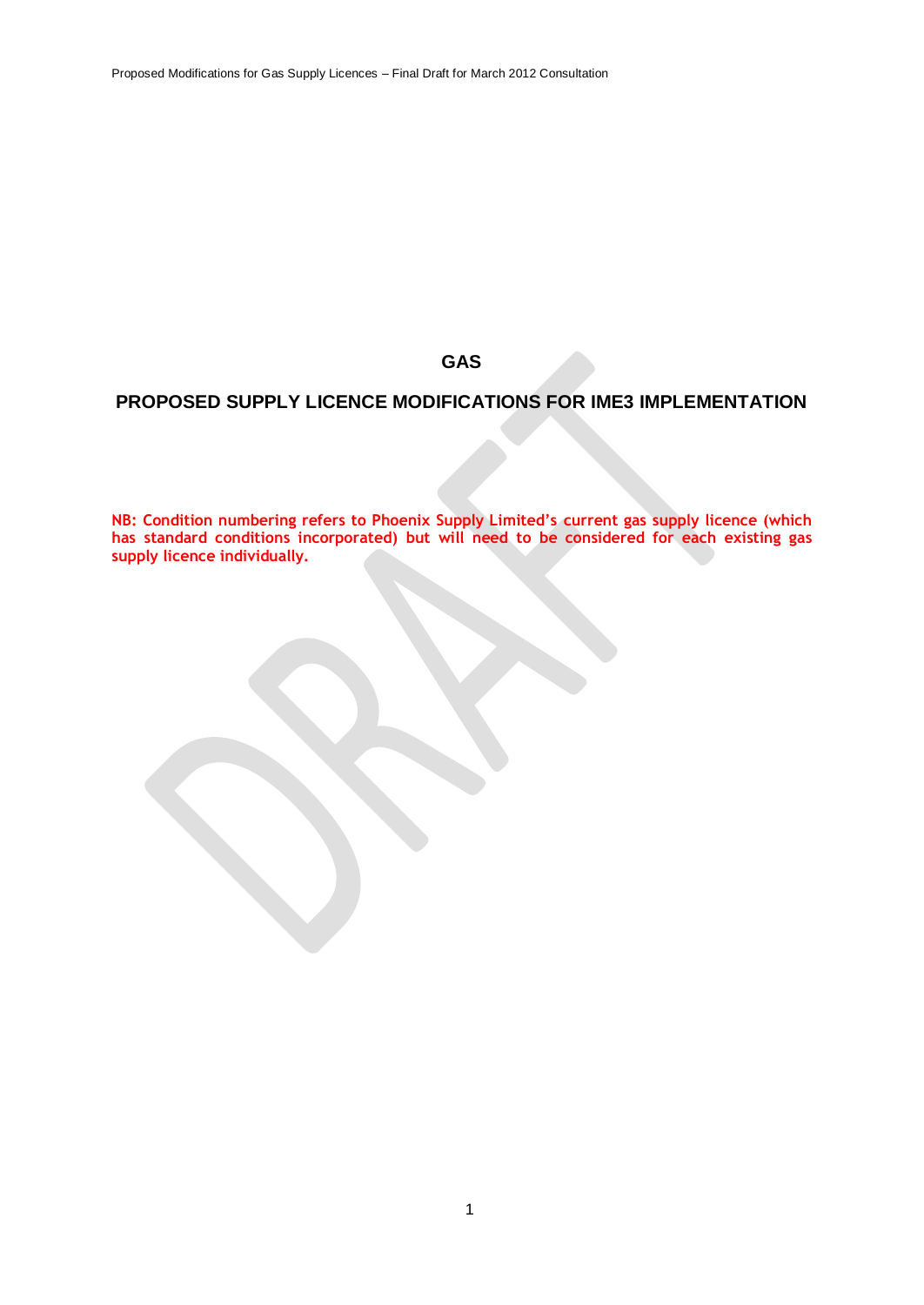# GAS

## PROPOSED SUPPLY LICENCE MODIFICATIONS FOR IME3 IMPLEMENTATION

**NB: Condition numbering refers to Phoenix Supply Limited's current gas supply licence (which has standard conditions incorporated) but will need to be considered for each existing gas supply licence individually.**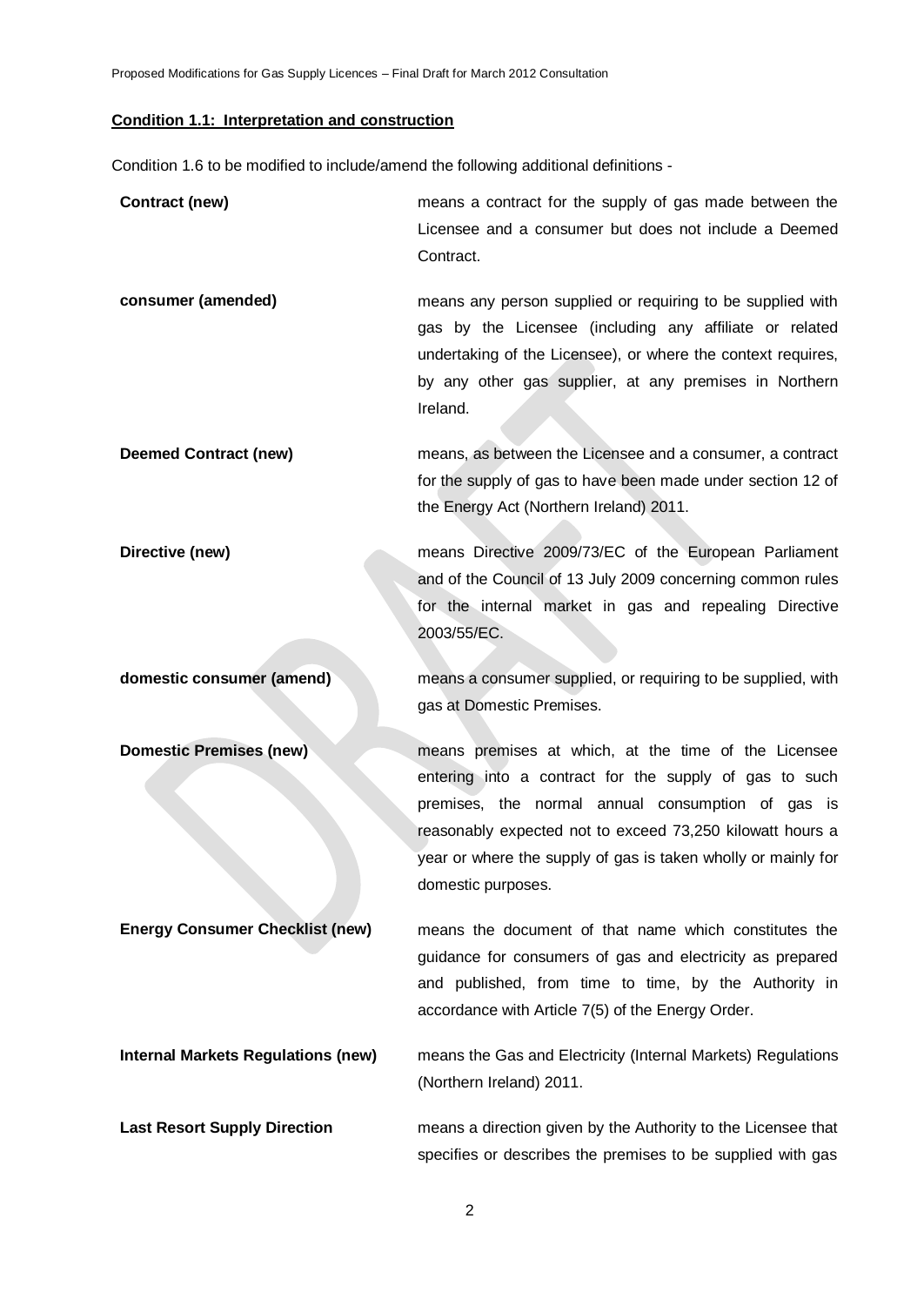**Condition 1.1: Interpretation and construction**

Condition 1.6 to be modified to include/amend the following additional definitions -

| | |
|---|---|
| **Contract (new)** | means a contract for the supply of gas made between the Licensee and a consumer but does not include a Deemed Contract. |
| **consumer (amended)** | means any person supplied or requiring to be supplied with gas by the Licensee (including any affiliate or related undertaking of the Licensee), or where the context requires, by any other gas supplier, at any premises in Northern Ireland. |
| **Deemed Contract (new)** | means, as between the Licensee and a consumer, a contract for the supply of gas to have been made under section 12 of the Energy Act (Northern Ireland) 2011. |
| **Directive (new)** | means Directive 2009/73/EC of the European Parliament and of the Council of 13 July 2009 concerning common rules for the internal market in gas and repealing Directive 2003/55/EC. |
| **domestic consumer (amend)** | means a consumer supplied, or requiring to be supplied, with gas at Domestic Premises. |
| **Domestic Premises (new)** | means premises at which, at the time of the Licensee entering into a contract for the supply of gas to such premises, the normal annual consumption of gas is reasonably expected not to exceed 73,250 kilowatt hours a year or where the supply of gas is taken wholly or mainly for domestic purposes. |
| **Energy Consumer Checklist (new)** | means the document of that name which constitutes the guidance for consumers of gas and electricity as prepared and published, from time to time, by the Authority in accordance with Article 7(5) of the Energy Order. |
| **Internal Markets Regulations (new)** | means the Gas and Electricity (Internal Markets) Regulations (Northern Ireland) 2011. |
| **Last Resort Supply Direction** | means a direction given by the Authority to the Licensee that specifies or describes the premises to be supplied with gas |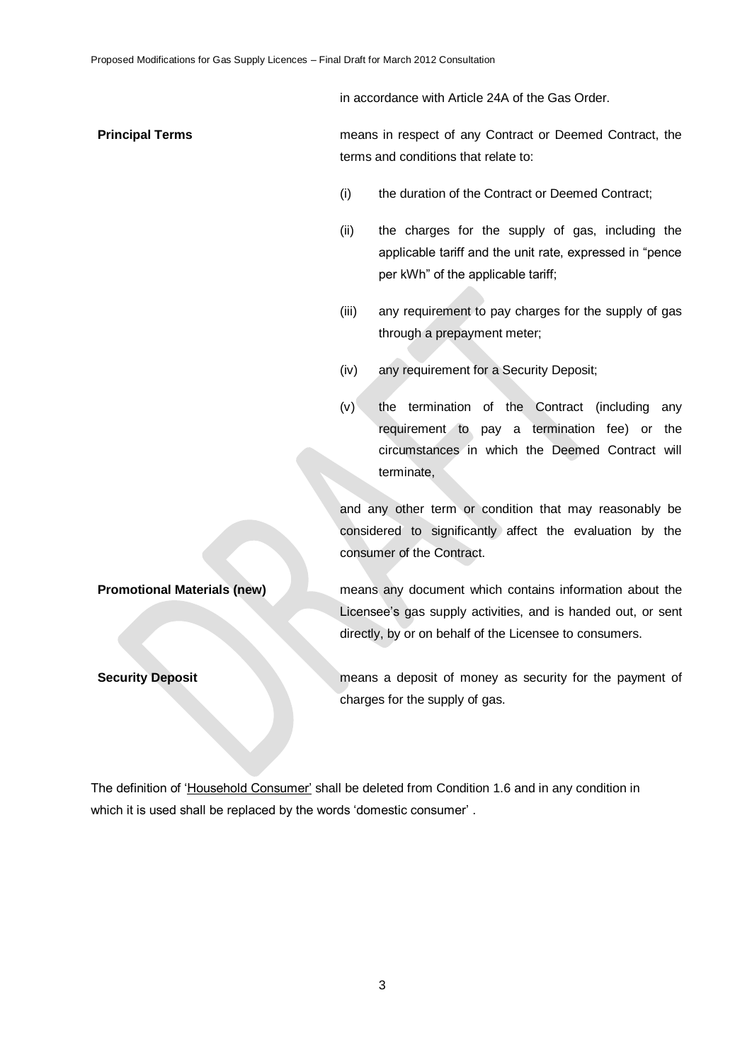in accordance with Article 24A of the Gas Order.

**Principal Terms**

means in respect of any Contract or Deemed Contract, the terms and conditions that relate to:

(i) the duration of the Contract or Deemed Contract;

(ii) the charges for the supply of gas, including the applicable tariff and the unit rate, expressed in "pence per kWh" of the applicable tariff;

(iii) any requirement to pay charges for the supply of gas through a prepayment meter;

(iv) any requirement for a Security Deposit;

(v) the termination of the Contract (including any requirement to pay a termination fee) or the circumstances in which the Deemed Contract will terminate,

and any other term or condition that may reasonably be considered to significantly affect the evaluation by the consumer of the Contract.

**Promotional Materials (new)**

means any document which contains information about the Licensee's gas supply activities, and is handed out, or sent directly, by or on behalf of the Licensee to consumers.

**Security Deposit**

means a deposit of money as security for the payment of charges for the supply of gas.

The definition of 'Household Consumer' shall be deleted from Condition 1.6 and in any condition in which it is used shall be replaced by the words 'domestic consumer' .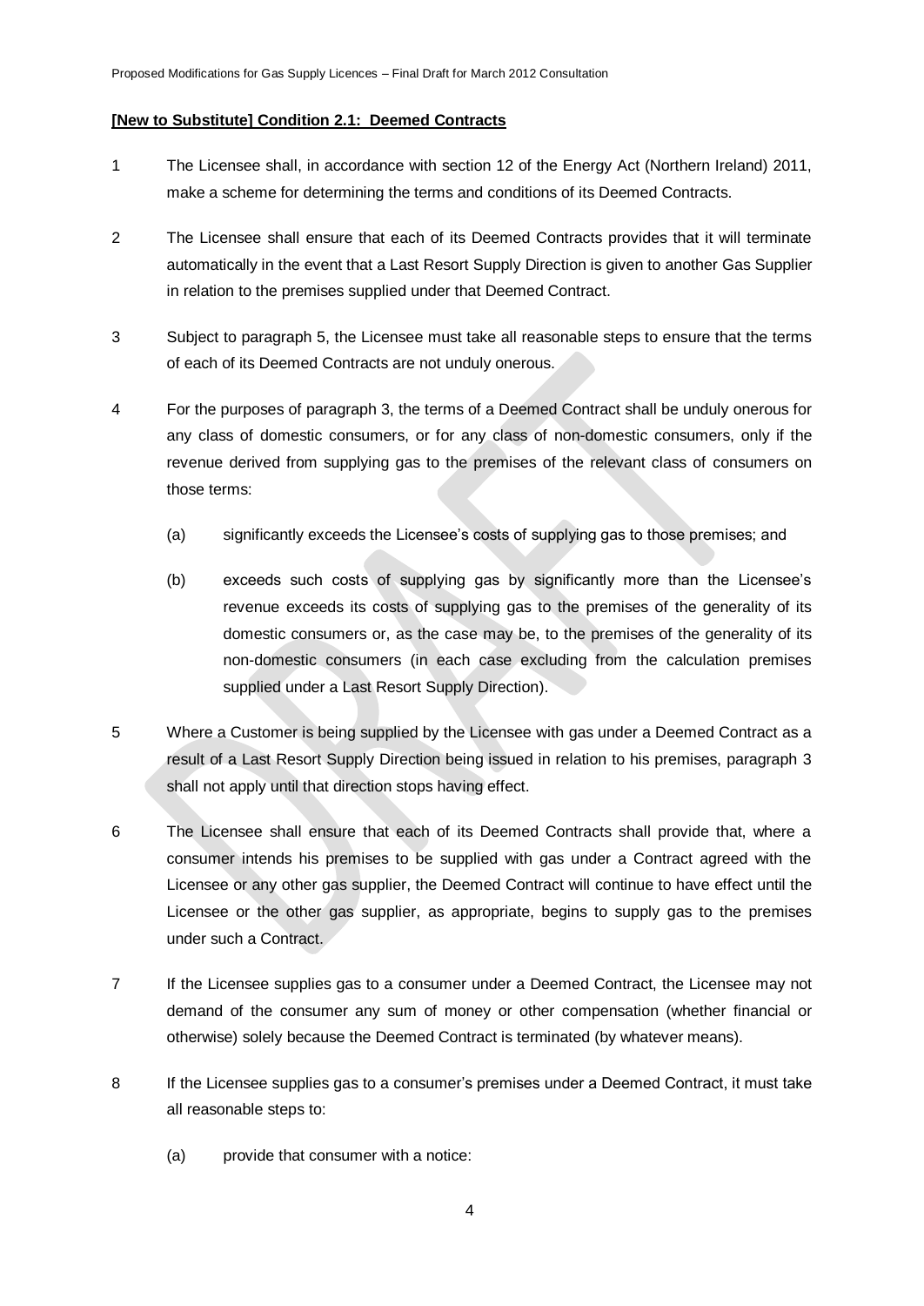**[New to Substitute] Condition 2.1: Deemed Contracts**

1 The Licensee shall, in accordance with section 12 of the Energy Act (Northern Ireland) 2011, make a scheme for determining the terms and conditions of its Deemed Contracts.

2 The Licensee shall ensure that each of its Deemed Contracts provides that it will terminate automatically in the event that a Last Resort Supply Direction is given to another Gas Supplier in relation to the premises supplied under that Deemed Contract.

3 Subject to paragraph 5, the Licensee must take all reasonable steps to ensure that the terms of each of its Deemed Contracts are not unduly onerous.

4 For the purposes of paragraph 3, the terms of a Deemed Contract shall be unduly onerous for any class of domestic consumers, or for any class of non-domestic consumers, only if the revenue derived from supplying gas to the premises of the relevant class of consumers on those terms:

(a) significantly exceeds the Licensee's costs of supplying gas to those premises; and

(b) exceeds such costs of supplying gas by significantly more than the Licensee's revenue exceeds its costs of supplying gas to the premises of the generality of its domestic consumers or, as the case may be, to the premises of the generality of its non-domestic consumers (in each case excluding from the calculation premises supplied under a Last Resort Supply Direction).

5 Where a Customer is being supplied by the Licensee with gas under a Deemed Contract as a result of a Last Resort Supply Direction being issued in relation to his premises, paragraph 3 shall not apply until that direction stops having effect.

6 The Licensee shall ensure that each of its Deemed Contracts shall provide that, where a consumer intends his premises to be supplied with gas under a Contract agreed with the Licensee or any other gas supplier, the Deemed Contract will continue to have effect until the Licensee or the other gas supplier, as appropriate, begins to supply gas to the premises under such a Contract.

7 If the Licensee supplies gas to a consumer under a Deemed Contract, the Licensee may not demand of the consumer any sum of money or other compensation (whether financial or otherwise) solely because the Deemed Contract is terminated (by whatever means).

8 If the Licensee supplies gas to a consumer's premises under a Deemed Contract, it must take all reasonable steps to:

(a) provide that consumer with a notice: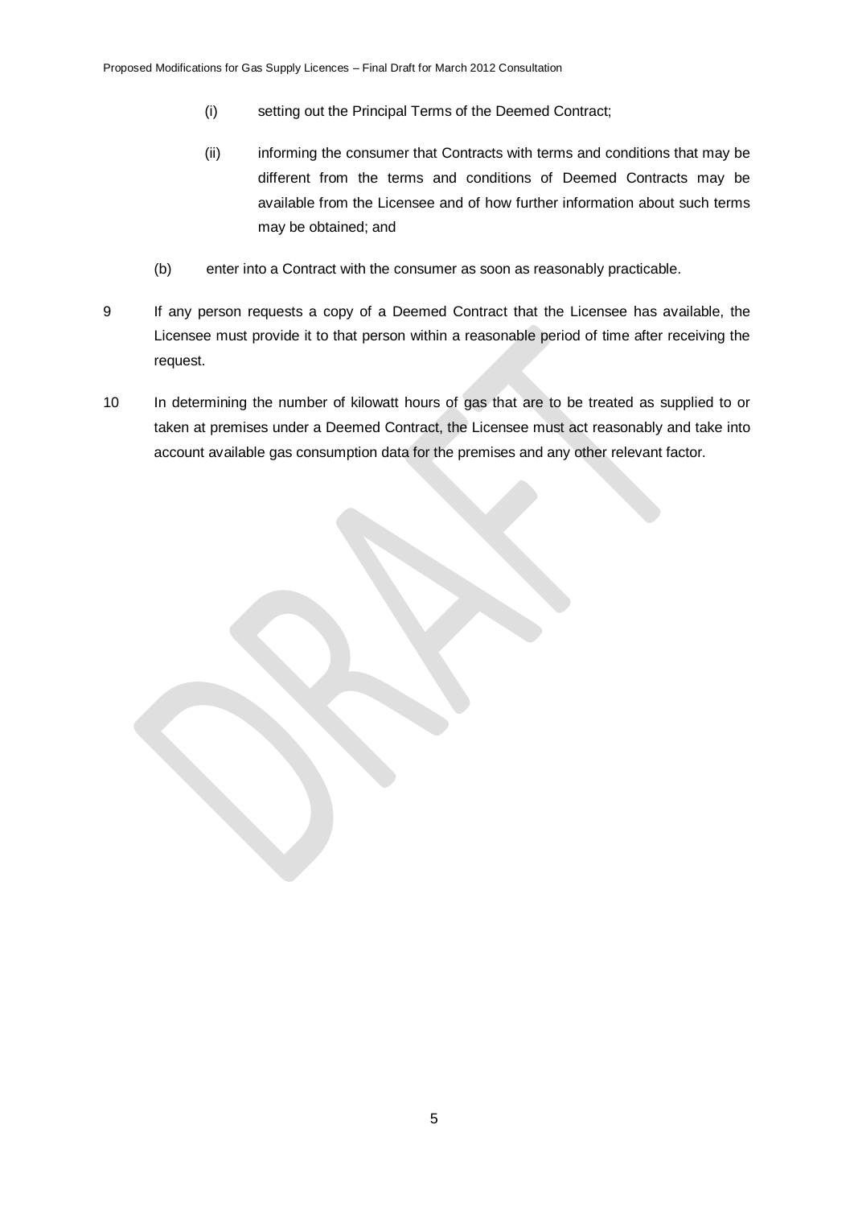(i) setting out the Principal Terms of the Deemed Contract;

(ii) informing the consumer that Contracts with terms and conditions that may be different from the terms and conditions of Deemed Contracts may be available from the Licensee and of how further information about such terms may be obtained; and

(b) enter into a Contract with the consumer as soon as reasonably practicable.

9 If any person requests a copy of a Deemed Contract that the Licensee has available, the Licensee must provide it to that person within a reasonable period of time after receiving the request.

10 In determining the number of kilowatt hours of gas that are to be treated as supplied to or taken at premises under a Deemed Contract, the Licensee must act reasonably and take into account available gas consumption data for the premises and any other relevant factor.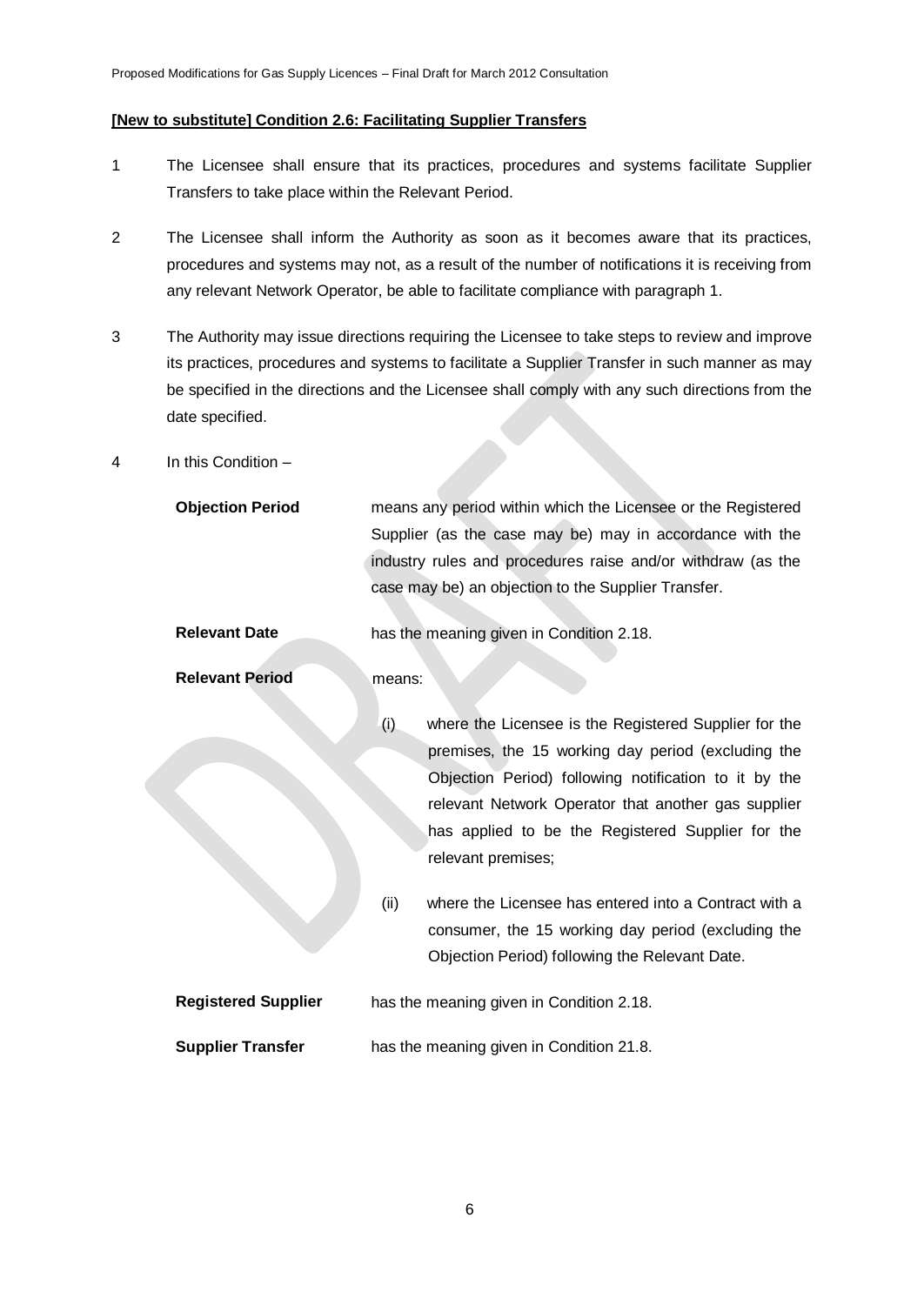**[New to substitute] Condition 2.6: Facilitating Supplier Transfers**

1 The Licensee shall ensure that its practices, procedures and systems facilitate Supplier Transfers to take place within the Relevant Period.

2 The Licensee shall inform the Authority as soon as it becomes aware that its practices, procedures and systems may not, as a result of the number of notifications it is receiving from any relevant Network Operator, be able to facilitate compliance with paragraph 1.

3 The Authority may issue directions requiring the Licensee to take steps to review and improve its practices, procedures and systems to facilitate a Supplier Transfer in such manner as may be specified in the directions and the Licensee shall comply with any such directions from the date specified.

4 In this Condition –

**Objection Period** means any period within which the Licensee or the Registered Supplier (as the case may be) may in accordance with the industry rules and procedures raise and/or withdraw (as the case may be) an objection to the Supplier Transfer.

**Relevant Date** has the meaning given in Condition 2.18.

**Relevant Period** means:

(i) where the Licensee is the Registered Supplier for the premises, the 15 working day period (excluding the Objection Period) following notification to it by the relevant Network Operator that another gas supplier has applied to be the Registered Supplier for the relevant premises;

(ii) where the Licensee has entered into a Contract with a consumer, the 15 working day period (excluding the Objection Period) following the Relevant Date.

**Registered Supplier** has the meaning given in Condition 2.18.

**Supplier Transfer** has the meaning given in Condition 21.8.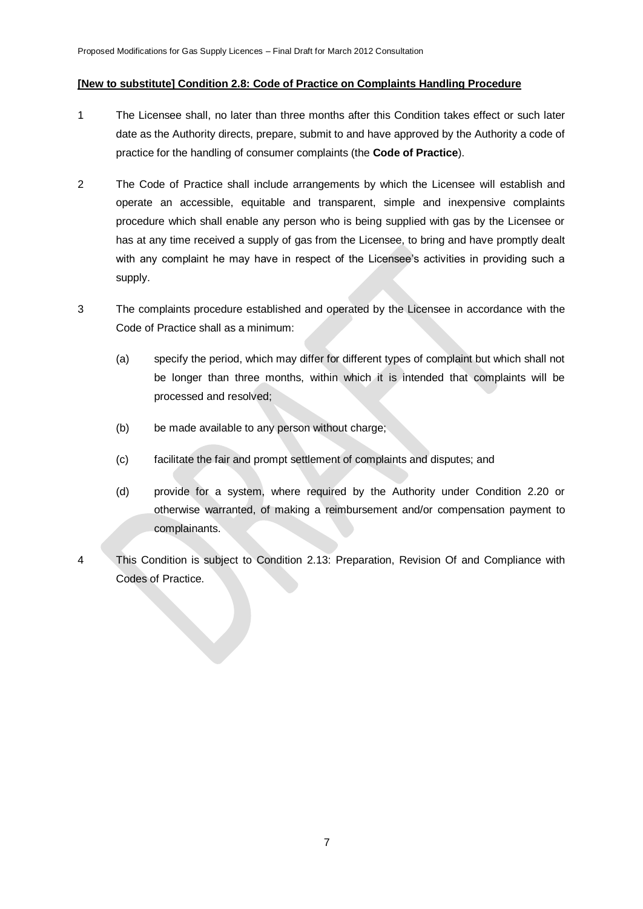**[New to substitute] Condition 2.8: Code of Practice on Complaints Handling Procedure**

1 The Licensee shall, no later than three months after this Condition takes effect or such later date as the Authority directs, prepare, submit to and have approved by the Authority a code of practice for the handling of consumer complaints (the **Code of Practice**).

2 The Code of Practice shall include arrangements by which the Licensee will establish and operate an accessible, equitable and transparent, simple and inexpensive complaints procedure which shall enable any person who is being supplied with gas by the Licensee or has at any time received a supply of gas from the Licensee, to bring and have promptly dealt with any complaint he may have in respect of the Licensee's activities in providing such a supply.

3 The complaints procedure established and operated by the Licensee in accordance with the Code of Practice shall as a minimum:

(a) specify the period, which may differ for different types of complaint but which shall not be longer than three months, within which it is intended that complaints will be processed and resolved;

(b) be made available to any person without charge;

(c) facilitate the fair and prompt settlement of complaints and disputes; and

(d) provide for a system, where required by the Authority under Condition 2.20 or otherwise warranted, of making a reimbursement and/or compensation payment to complainants.

4 This Condition is subject to Condition 2.13: Preparation, Revision Of and Compliance with Codes of Practice.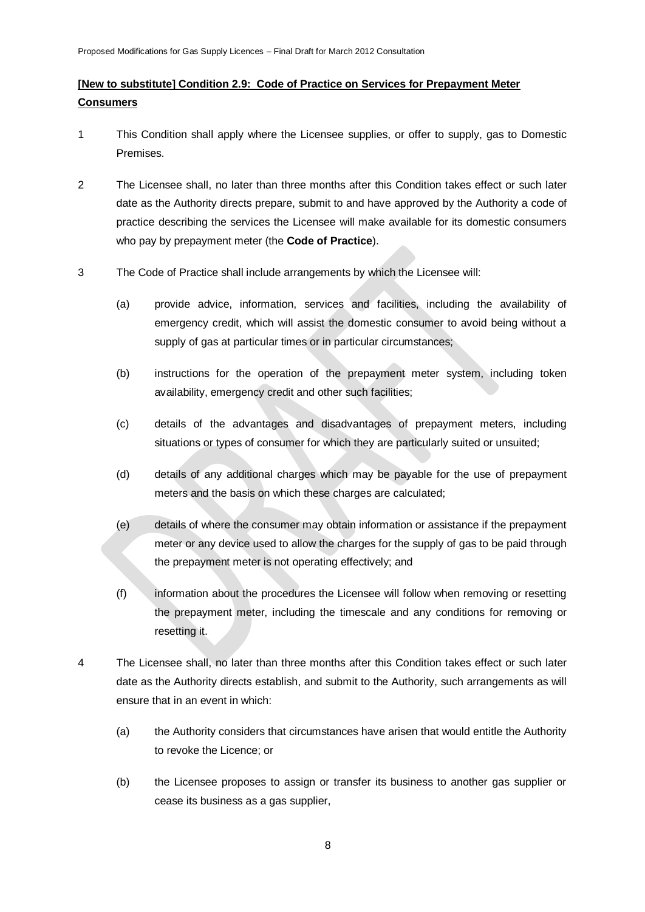**[New to substitute] Condition 2.9: Code of Practice on Services for Prepayment Meter Consumers**

1 This Condition shall apply where the Licensee supplies, or offer to supply, gas to Domestic Premises.

2 The Licensee shall, no later than three months after this Condition takes effect or such later date as the Authority directs prepare, submit to and have approved by the Authority a code of practice describing the services the Licensee will make available for its domestic consumers who pay by prepayment meter (the **Code of Practice**).

3 The Code of Practice shall include arrangements by which the Licensee will:

(a) provide advice, information, services and facilities, including the availability of emergency credit, which will assist the domestic consumer to avoid being without a supply of gas at particular times or in particular circumstances;

(b) instructions for the operation of the prepayment meter system, including token availability, emergency credit and other such facilities;

(c) details of the advantages and disadvantages of prepayment meters, including situations or types of consumer for which they are particularly suited or unsuited;

(d) details of any additional charges which may be payable for the use of prepayment meters and the basis on which these charges are calculated;

(e) details of where the consumer may obtain information or assistance if the prepayment meter or any device used to allow the charges for the supply of gas to be paid through the prepayment meter is not operating effectively; and

(f) information about the procedures the Licensee will follow when removing or resetting the prepayment meter, including the timescale and any conditions for removing or resetting it.

4 The Licensee shall, no later than three months after this Condition takes effect or such later date as the Authority directs establish, and submit to the Authority, such arrangements as will ensure that in an event in which:

(a) the Authority considers that circumstances have arisen that would entitle the Authority to revoke the Licence; or

(b) the Licensee proposes to assign or transfer its business to another gas supplier or cease its business as a gas supplier,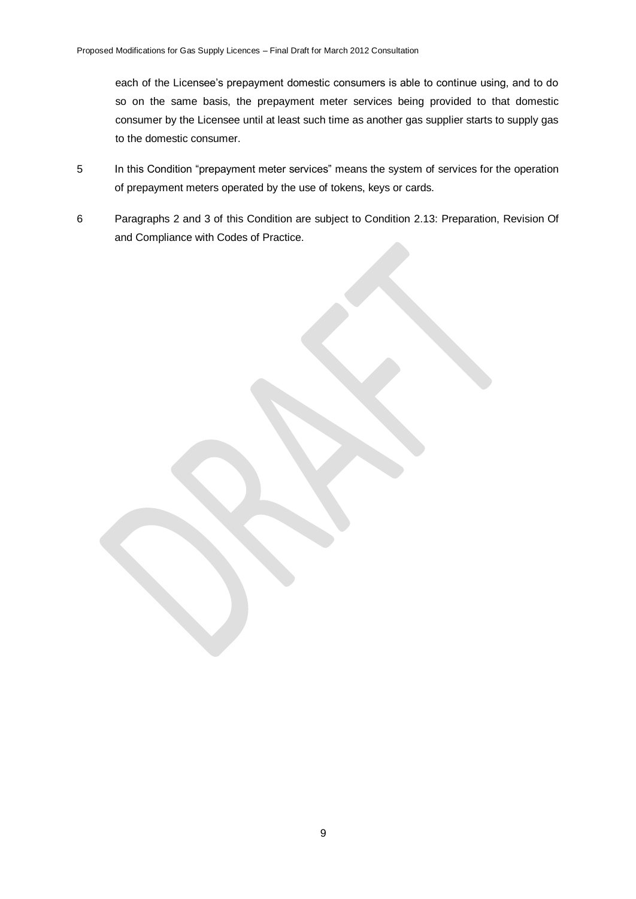each of the Licensee's prepayment domestic consumers is able to continue using, and to do so on the same basis, the prepayment meter services being provided to that domestic consumer by the Licensee until at least such time as another gas supplier starts to supply gas to the domestic consumer.

5 In this Condition "prepayment meter services" means the system of services for the operation of prepayment meters operated by the use of tokens, keys or cards.

6 Paragraphs 2 and 3 of this Condition are subject to Condition 2.13: Preparation, Revision Of and Compliance with Codes of Practice.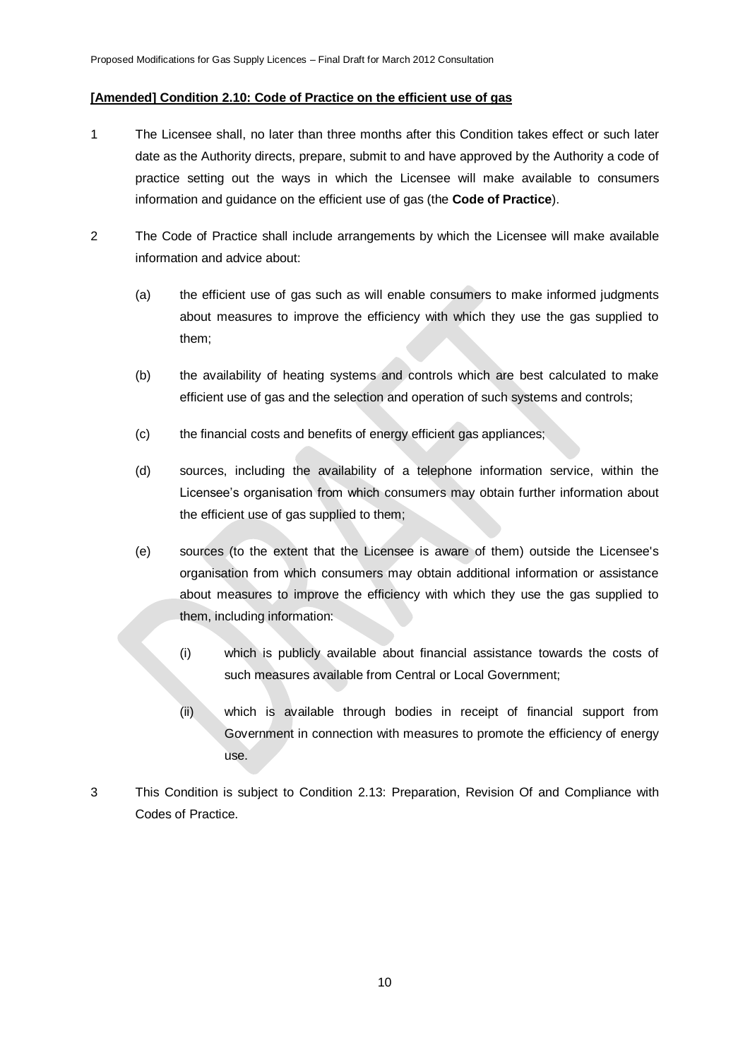**[Amended] Condition 2.10: Code of Practice on the efficient use of gas**

1 The Licensee shall, no later than three months after this Condition takes effect or such later date as the Authority directs, prepare, submit to and have approved by the Authority a code of practice setting out the ways in which the Licensee will make available to consumers information and guidance on the efficient use of gas (the **Code of Practice**).

2 The Code of Practice shall include arrangements by which the Licensee will make available information and advice about:

(a) the efficient use of gas such as will enable consumers to make informed judgments about measures to improve the efficiency with which they use the gas supplied to them;

(b) the availability of heating systems and controls which are best calculated to make efficient use of gas and the selection and operation of such systems and controls;

(c) the financial costs and benefits of energy efficient gas appliances;

(d) sources, including the availability of a telephone information service, within the Licensee's organisation from which consumers may obtain further information about the efficient use of gas supplied to them;

(e) sources (to the extent that the Licensee is aware of them) outside the Licensee's organisation from which consumers may obtain additional information or assistance about measures to improve the efficiency with which they use the gas supplied to them, including information:

(i) which is publicly available about financial assistance towards the costs of such measures available from Central or Local Government;

(ii) which is available through bodies in receipt of financial support from Government in connection with measures to promote the efficiency of energy use.

3 This Condition is subject to Condition 2.13: Preparation, Revision Of and Compliance with Codes of Practice.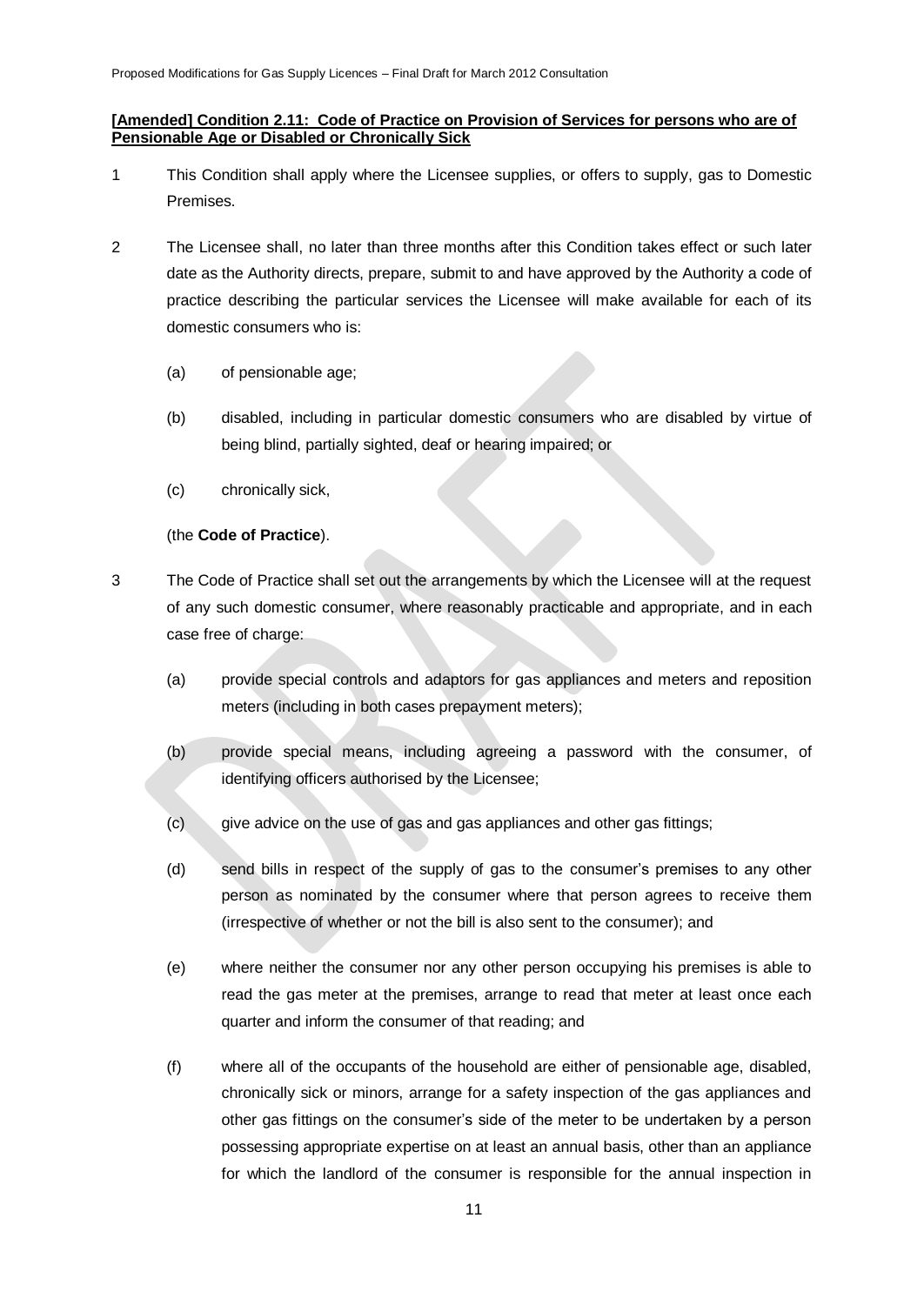**[Amended] Condition 2.11: Code of Practice on Provision of Services for persons who are of Pensionable Age or Disabled or Chronically Sick**

1 This Condition shall apply where the Licensee supplies, or offers to supply, gas to Domestic Premises.

2 The Licensee shall, no later than three months after this Condition takes effect or such later date as the Authority directs, prepare, submit to and have approved by the Authority a code of practice describing the particular services the Licensee will make available for each of its domestic consumers who is:

   (a) of pensionable age;

   (b) disabled, including in particular domestic consumers who are disabled by virtue of being blind, partially sighted, deaf or hearing impaired; or

   (c) chronically sick,

   (the **Code of Practice**).

3 The Code of Practice shall set out the arrangements by which the Licensee will at the request of any such domestic consumer, where reasonably practicable and appropriate, and in each case free of charge:

   (a) provide special controls and adaptors for gas appliances and meters and reposition meters (including in both cases prepayment meters);

   (b) provide special means, including agreeing a password with the consumer, of identifying officers authorised by the Licensee;

   (c) give advice on the use of gas and gas appliances and other gas fittings;

   (d) send bills in respect of the supply of gas to the consumer's premises to any other person as nominated by the consumer where that person agrees to receive them (irrespective of whether or not the bill is also sent to the consumer); and

   (e) where neither the consumer nor any other person occupying his premises is able to read the gas meter at the premises, arrange to read that meter at least once each quarter and inform the consumer of that reading; and

   (f) where all of the occupants of the household are either of pensionable age, disabled, chronically sick or minors, arrange for a safety inspection of the gas appliances and other gas fittings on the consumer's side of the meter to be undertaken by a person possessing appropriate expertise on at least an annual basis, other than an appliance for which the landlord of the consumer is responsible for the annual inspection in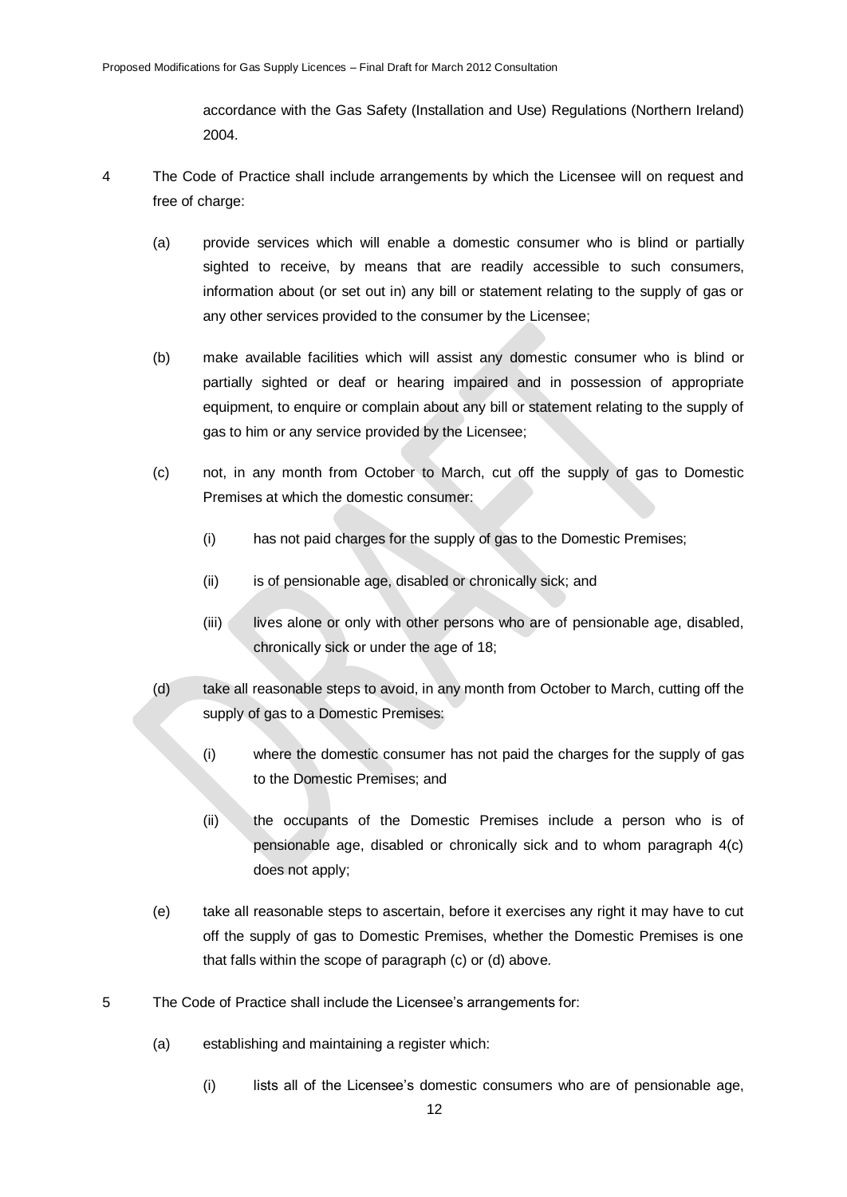accordance with the Gas Safety (Installation and Use) Regulations (Northern Ireland) 2004.

4 The Code of Practice shall include arrangements by which the Licensee will on request and free of charge:

(a) provide services which will enable a domestic consumer who is blind or partially sighted to receive, by means that are readily accessible to such consumers, information about (or set out in) any bill or statement relating to the supply of gas or any other services provided to the consumer by the Licensee;

(b) make available facilities which will assist any domestic consumer who is blind or partially sighted or deaf or hearing impaired and in possession of appropriate equipment, to enquire or complain about any bill or statement relating to the supply of gas to him or any service provided by the Licensee;

(c) not, in any month from October to March, cut off the supply of gas to Domestic Premises at which the domestic consumer:

   (i) has not paid charges for the supply of gas to the Domestic Premises;

   (ii) is of pensionable age, disabled or chronically sick; and

   (iii) lives alone or only with other persons who are of pensionable age, disabled, chronically sick or under the age of 18;

(d) take all reasonable steps to avoid, in any month from October to March, cutting off the supply of gas to a Domestic Premises:

   (i) where the domestic consumer has not paid the charges for the supply of gas to the Domestic Premises; and

   (ii) the occupants of the Domestic Premises include a person who is of pensionable age, disabled or chronically sick and to whom paragraph 4(c) does not apply;

(e) take all reasonable steps to ascertain, before it exercises any right it may have to cut off the supply of gas to Domestic Premises, whether the Domestic Premises is one that falls within the scope of paragraph (c) or (d) above.

5 The Code of Practice shall include the Licensee's arrangements for:

(a) establishing and maintaining a register which:

   (i) lists all of the Licensee's domestic consumers who are of pensionable age,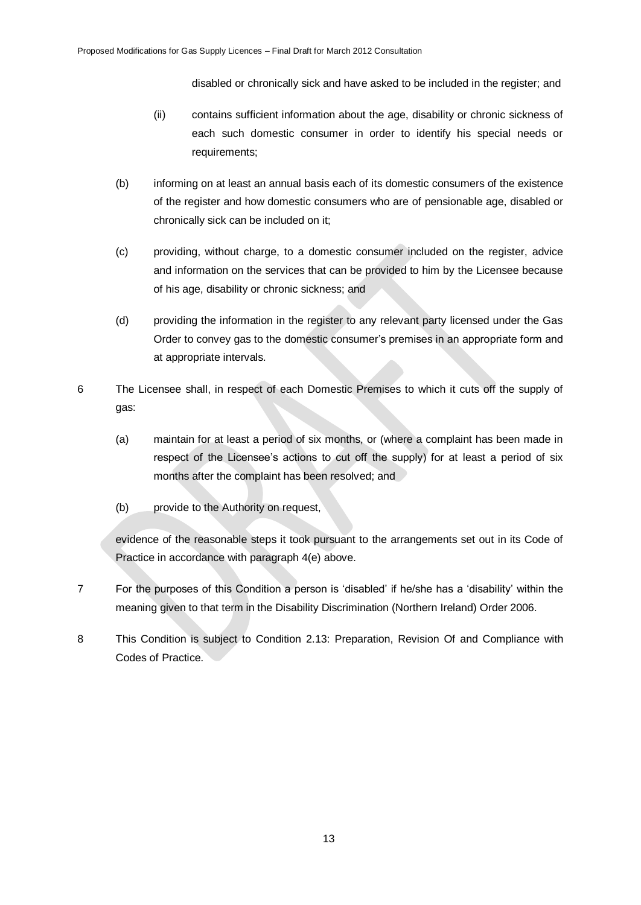disabled or chronically sick and have asked to be included in the register; and

(ii) contains sufficient information about the age, disability or chronic sickness of each such domestic consumer in order to identify his special needs or requirements;

(b) informing on at least an annual basis each of its domestic consumers of the existence of the register and how domestic consumers who are of pensionable age, disabled or chronically sick can be included on it;

(c) providing, without charge, to a domestic consumer included on the register, advice and information on the services that can be provided to him by the Licensee because of his age, disability or chronic sickness; and

(d) providing the information in the register to any relevant party licensed under the Gas Order to convey gas to the domestic consumer's premises in an appropriate form and at appropriate intervals.

6 The Licensee shall, in respect of each Domestic Premises to which it cuts off the supply of gas:

(a) maintain for at least a period of six months, or (where a complaint has been made in respect of the Licensee's actions to cut off the supply) for at least a period of six months after the complaint has been resolved; and

(b) provide to the Authority on request,

evidence of the reasonable steps it took pursuant to the arrangements set out in its Code of Practice in accordance with paragraph 4(e) above.

7 For the purposes of this Condition a person is 'disabled' if he/she has a 'disability' within the meaning given to that term in the Disability Discrimination (Northern Ireland) Order 2006.

8 This Condition is subject to Condition 2.13: Preparation, Revision Of and Compliance with Codes of Practice.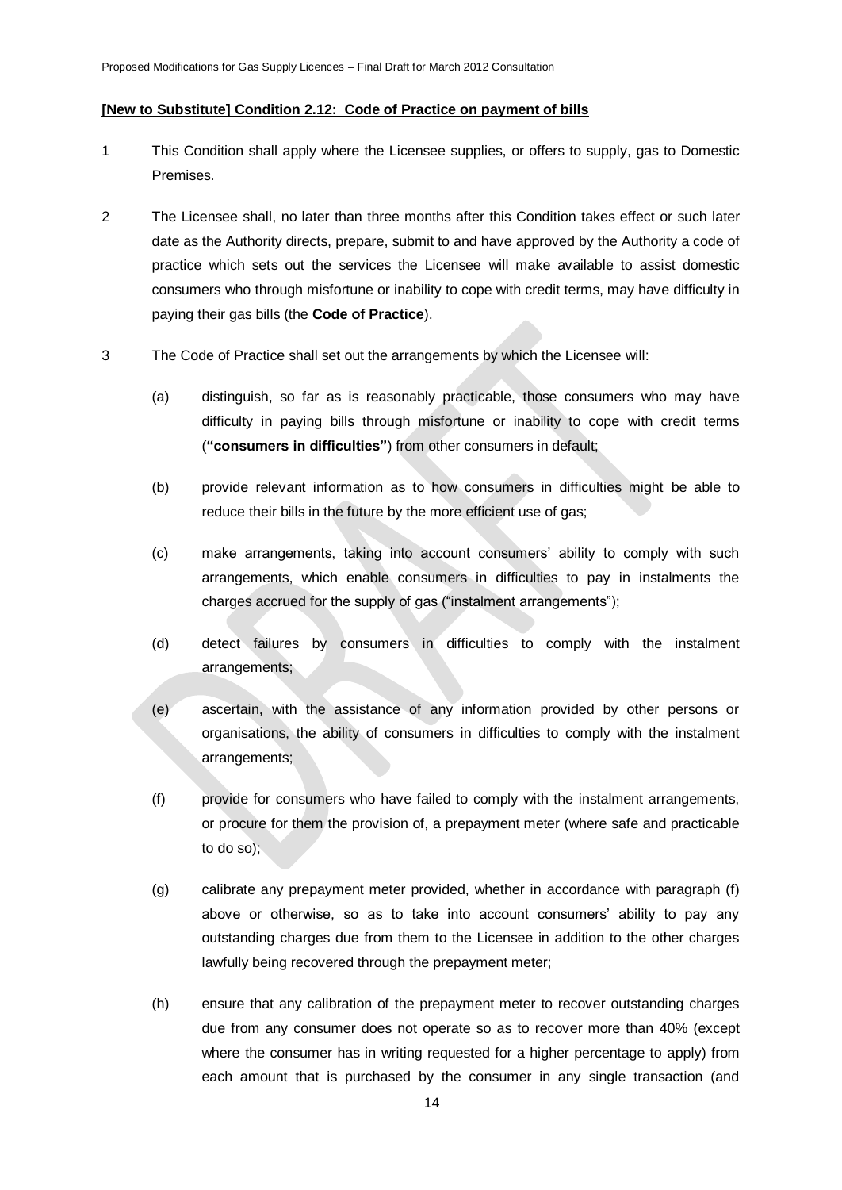**[New to Substitute] Condition 2.12: Code of Practice on payment of bills**

1 This Condition shall apply where the Licensee supplies, or offers to supply, gas to Domestic Premises.

2 The Licensee shall, no later than three months after this Condition takes effect or such later date as the Authority directs, prepare, submit to and have approved by the Authority a code of practice which sets out the services the Licensee will make available to assist domestic consumers who through misfortune or inability to cope with credit terms, may have difficulty in paying their gas bills (the **Code of Practice**).

3 The Code of Practice shall set out the arrangements by which the Licensee will:

(a) distinguish, so far as is reasonably practicable, those consumers who may have difficulty in paying bills through misfortune or inability to cope with credit terms (**"consumers in difficulties"**) from other consumers in default;

(b) provide relevant information as to how consumers in difficulties might be able to reduce their bills in the future by the more efficient use of gas;

(c) make arrangements, taking into account consumers' ability to comply with such arrangements, which enable consumers in difficulties to pay in instalments the charges accrued for the supply of gas ("instalment arrangements");

(d) detect failures by consumers in difficulties to comply with the instalment arrangements;

(e) ascertain, with the assistance of any information provided by other persons or organisations, the ability of consumers in difficulties to comply with the instalment arrangements;

(f) provide for consumers who have failed to comply with the instalment arrangements, or procure for them the provision of, a prepayment meter (where safe and practicable to do so);

(g) calibrate any prepayment meter provided, whether in accordance with paragraph (f) above or otherwise, so as to take into account consumers' ability to pay any outstanding charges due from them to the Licensee in addition to the other charges lawfully being recovered through the prepayment meter;

(h) ensure that any calibration of the prepayment meter to recover outstanding charges due from any consumer does not operate so as to recover more than 40% (except where the consumer has in writing requested for a higher percentage to apply) from each amount that is purchased by the consumer in any single transaction (and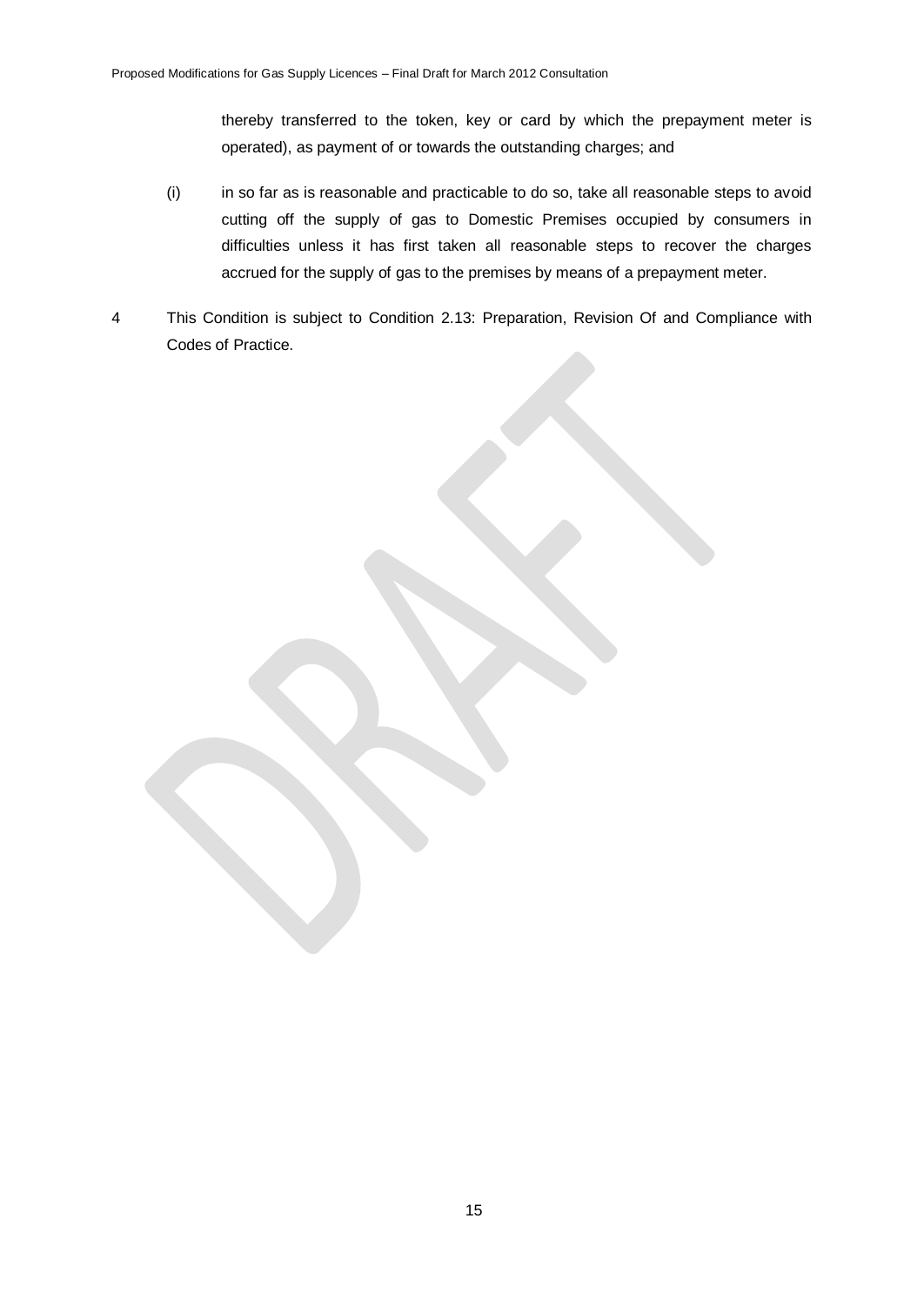thereby transferred to the token, key or card by which the prepayment meter is operated), as payment of or towards the outstanding charges; and

(i) in so far as is reasonable and practicable to do so, take all reasonable steps to avoid cutting off the supply of gas to Domestic Premises occupied by consumers in difficulties unless it has first taken all reasonable steps to recover the charges accrued for the supply of gas to the premises by means of a prepayment meter.

4 This Condition is subject to Condition 2.13: Preparation, Revision Of and Compliance with Codes of Practice.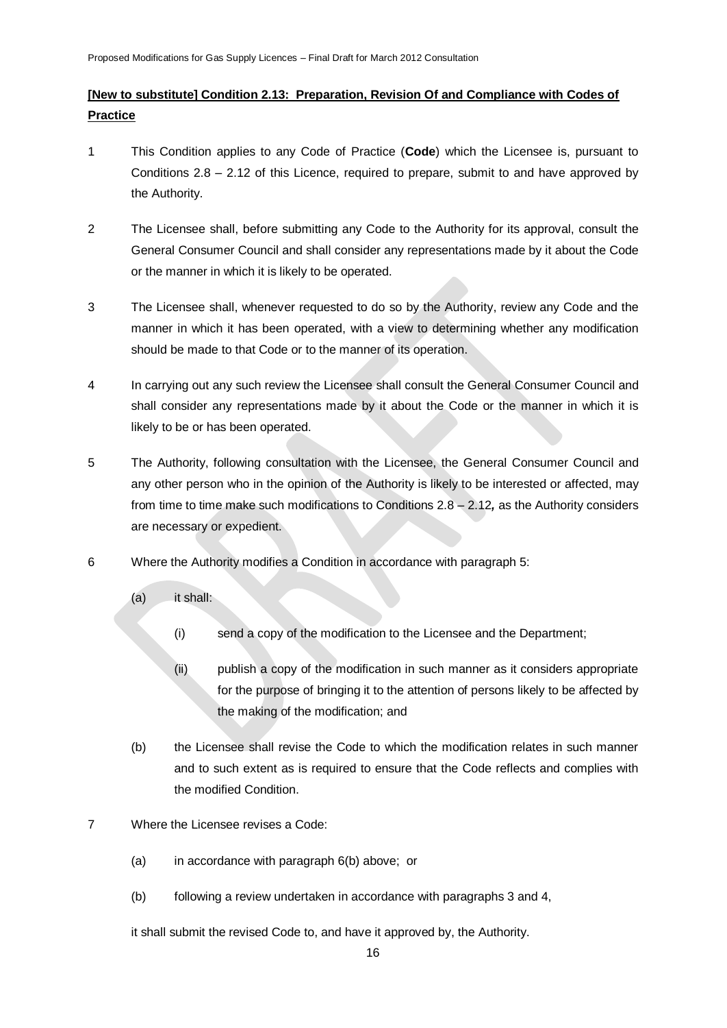**[New to substitute] Condition 2.13: Preparation, Revision Of and Compliance with Codes of Practice**

1 This Condition applies to any Code of Practice (**Code**) which the Licensee is, pursuant to Conditions 2.8 – 2.12 of this Licence, required to prepare, submit to and have approved by the Authority.

2 The Licensee shall, before submitting any Code to the Authority for its approval, consult the General Consumer Council and shall consider any representations made by it about the Code or the manner in which it is likely to be operated.

3 The Licensee shall, whenever requested to do so by the Authority, review any Code and the manner in which it has been operated, with a view to determining whether any modification should be made to that Code or to the manner of its operation.

4 In carrying out any such review the Licensee shall consult the General Consumer Council and shall consider any representations made by it about the Code or the manner in which it is likely to be or has been operated.

5 The Authority, following consultation with the Licensee, the General Consumer Council and any other person who in the opinion of the Authority is likely to be interested or affected, may from time to time make such modifications to Conditions 2.8 – 2.12*,* as the Authority considers are necessary or expedient.

6 Where the Authority modifies a Condition in accordance with paragraph 5:

   (a) it shall:

      (i) send a copy of the modification to the Licensee and the Department;

      (ii) publish a copy of the modification in such manner as it considers appropriate for the purpose of bringing it to the attention of persons likely to be affected by the making of the modification; and

   (b) the Licensee shall revise the Code to which the modification relates in such manner and to such extent as is required to ensure that the Code reflects and complies with the modified Condition.

7 Where the Licensee revises a Code:

   (a) in accordance with paragraph 6(b) above; or

   (b) following a review undertaken in accordance with paragraphs 3 and 4,

   it shall submit the revised Code to, and have it approved by, the Authority.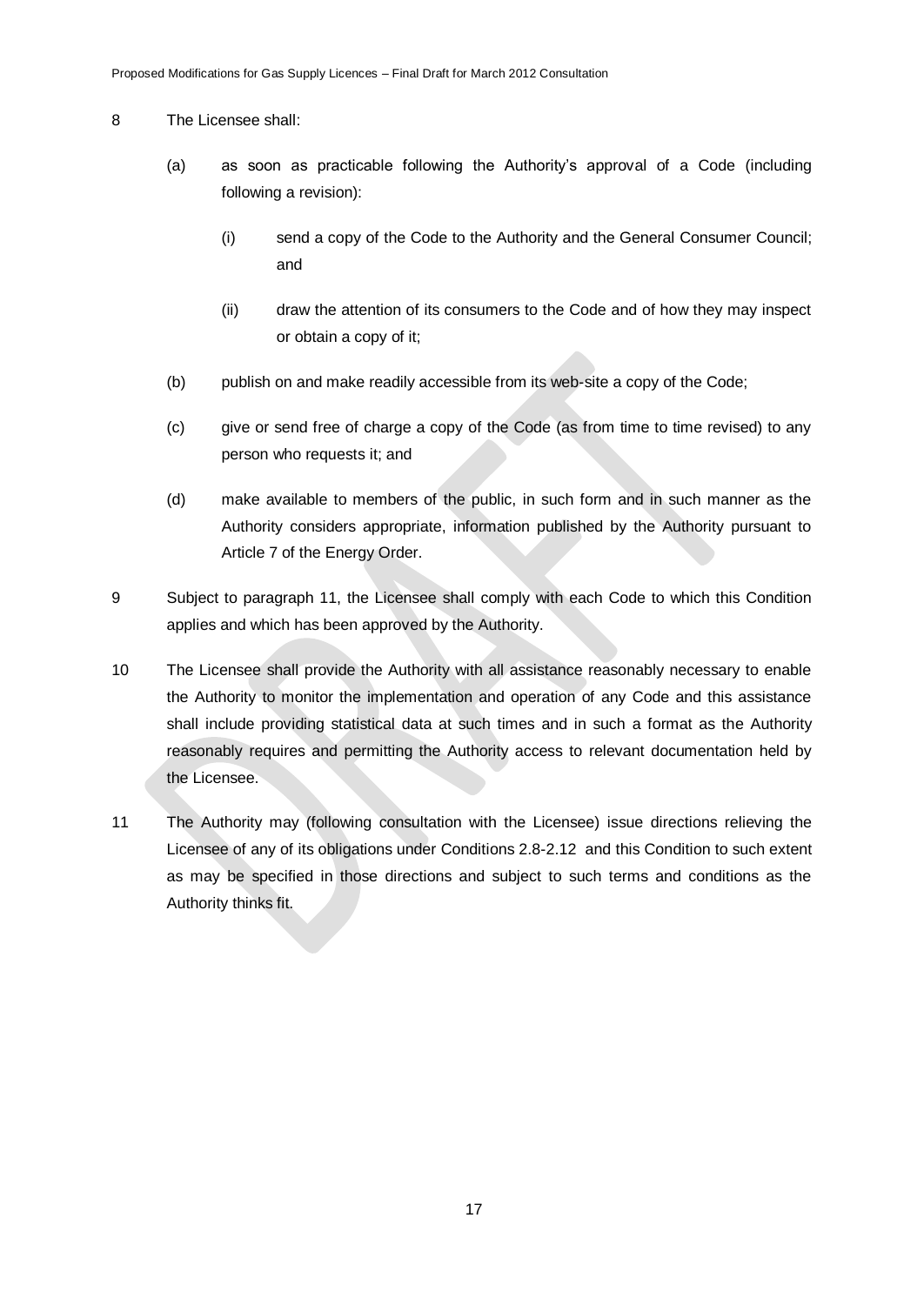8 The Licensee shall:

(a) as soon as practicable following the Authority's approval of a Code (including following a revision):

   (i) send a copy of the Code to the Authority and the General Consumer Council; and

   (ii) draw the attention of its consumers to the Code and of how they may inspect or obtain a copy of it;

(b) publish on and make readily accessible from its web-site a copy of the Code;

(c) give or send free of charge a copy of the Code (as from time to time revised) to any person who requests it; and

(d) make available to members of the public, in such form and in such manner as the Authority considers appropriate, information published by the Authority pursuant to Article 7 of the Energy Order.

9 Subject to paragraph 11, the Licensee shall comply with each Code to which this Condition applies and which has been approved by the Authority.

10 The Licensee shall provide the Authority with all assistance reasonably necessary to enable the Authority to monitor the implementation and operation of any Code and this assistance shall include providing statistical data at such times and in such a format as the Authority reasonably requires and permitting the Authority access to relevant documentation held by the Licensee.

11 The Authority may (following consultation with the Licensee) issue directions relieving the Licensee of any of its obligations under Conditions 2.8-2.12 and this Condition to such extent as may be specified in those directions and subject to such terms and conditions as the Authority thinks fit.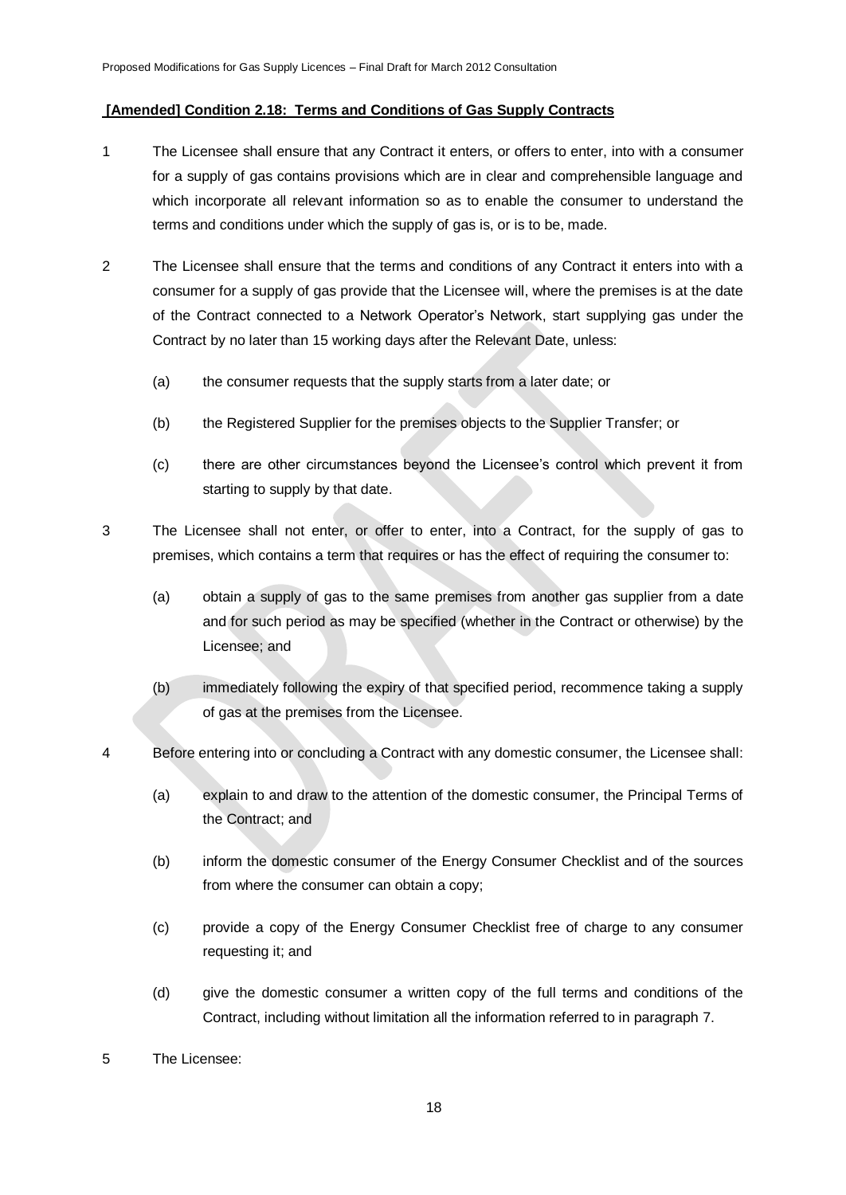**[Amended] Condition 2.18: Terms and Conditions of Gas Supply Contracts**

1 The Licensee shall ensure that any Contract it enters, or offers to enter, into with a consumer for a supply of gas contains provisions which are in clear and comprehensible language and which incorporate all relevant information so as to enable the consumer to understand the terms and conditions under which the supply of gas is, or is to be, made.

2 The Licensee shall ensure that the terms and conditions of any Contract it enters into with a consumer for a supply of gas provide that the Licensee will, where the premises is at the date of the Contract connected to a Network Operator's Network, start supplying gas under the Contract by no later than 15 working days after the Relevant Date, unless:

(a) the consumer requests that the supply starts from a later date; or

(b) the Registered Supplier for the premises objects to the Supplier Transfer; or

(c) there are other circumstances beyond the Licensee's control which prevent it from starting to supply by that date.

3 The Licensee shall not enter, or offer to enter, into a Contract, for the supply of gas to premises, which contains a term that requires or has the effect of requiring the consumer to:

(a) obtain a supply of gas to the same premises from another gas supplier from a date and for such period as may be specified (whether in the Contract or otherwise) by the Licensee; and

(b) immediately following the expiry of that specified period, recommence taking a supply of gas at the premises from the Licensee.

4 Before entering into or concluding a Contract with any domestic consumer, the Licensee shall:

(a) explain to and draw to the attention of the domestic consumer, the Principal Terms of the Contract; and

(b) inform the domestic consumer of the Energy Consumer Checklist and of the sources from where the consumer can obtain a copy;

(c) provide a copy of the Energy Consumer Checklist free of charge to any consumer requesting it; and

(d) give the domestic consumer a written copy of the full terms and conditions of the Contract, including without limitation all the information referred to in paragraph 7.

5 The Licensee: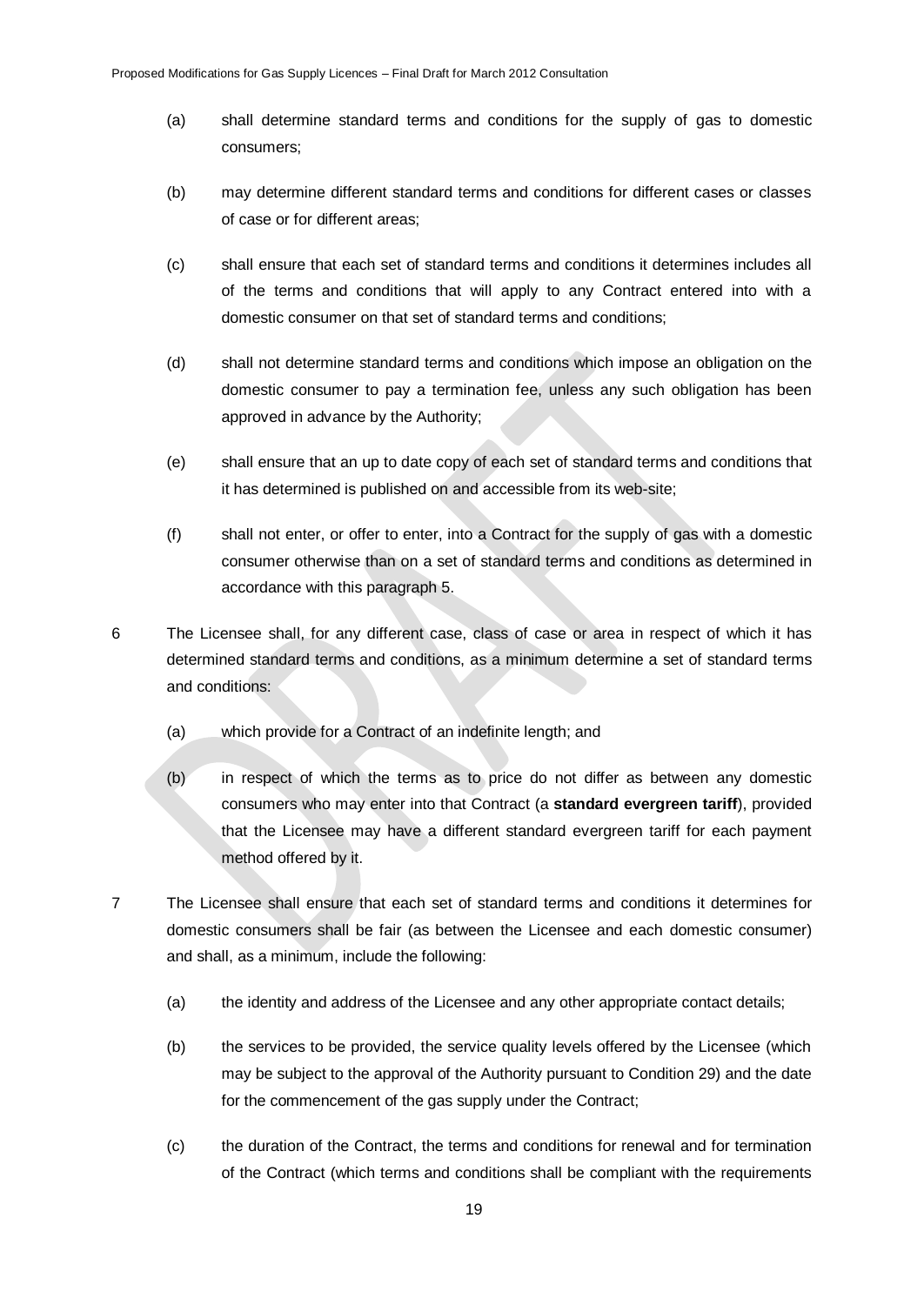(a) shall determine standard terms and conditions for the supply of gas to domestic consumers;

(b) may determine different standard terms and conditions for different cases or classes of case or for different areas;

(c) shall ensure that each set of standard terms and conditions it determines includes all of the terms and conditions that will apply to any Contract entered into with a domestic consumer on that set of standard terms and conditions;

(d) shall not determine standard terms and conditions which impose an obligation on the domestic consumer to pay a termination fee, unless any such obligation has been approved in advance by the Authority;

(e) shall ensure that an up to date copy of each set of standard terms and conditions that it has determined is published on and accessible from its web-site;

(f) shall not enter, or offer to enter, into a Contract for the supply of gas with a domestic consumer otherwise than on a set of standard terms and conditions as determined in accordance with this paragraph 5.

6 The Licensee shall, for any different case, class of case or area in respect of which it has determined standard terms and conditions, as a minimum determine a set of standard terms and conditions:

(a) which provide for a Contract of an indefinite length; and

(b) in respect of which the terms as to price do not differ as between any domestic consumers who may enter into that Contract (a **standard evergreen tariff**), provided that the Licensee may have a different standard evergreen tariff for each payment method offered by it.

7 The Licensee shall ensure that each set of standard terms and conditions it determines for domestic consumers shall be fair (as between the Licensee and each domestic consumer) and shall, as a minimum, include the following:

(a) the identity and address of the Licensee and any other appropriate contact details;

(b) the services to be provided, the service quality levels offered by the Licensee (which may be subject to the approval of the Authority pursuant to Condition 29) and the date for the commencement of the gas supply under the Contract;

(c) the duration of the Contract, the terms and conditions for renewal and for termination of the Contract (which terms and conditions shall be compliant with the requirements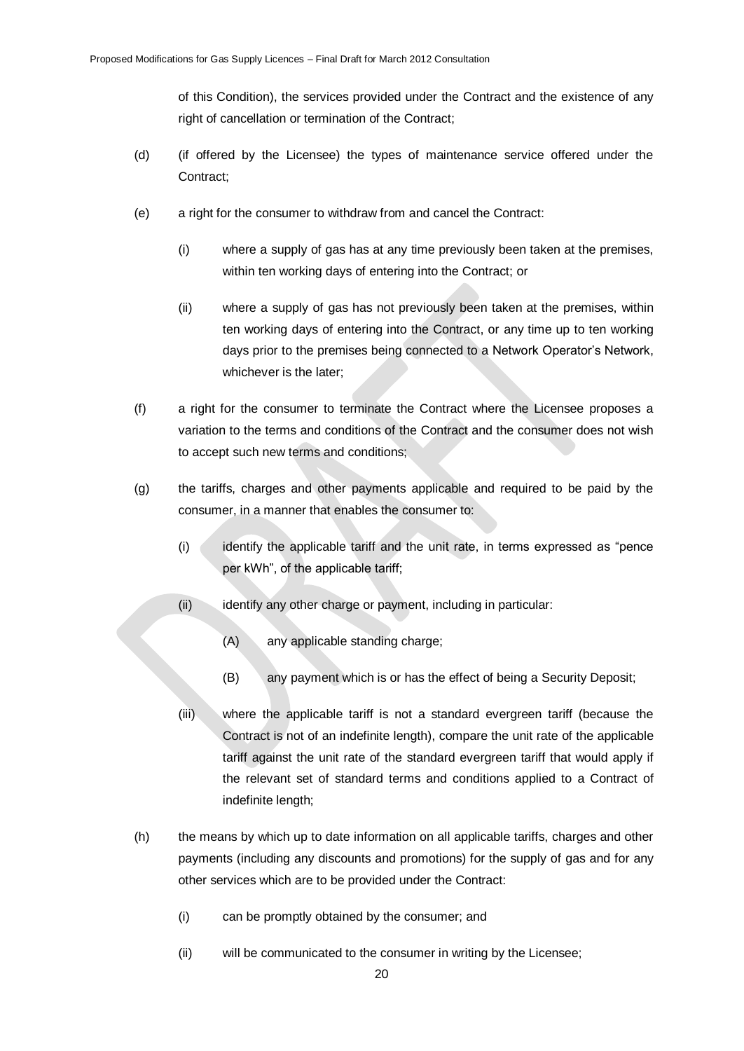of this Condition), the services provided under the Contract and the existence of any right of cancellation or termination of the Contract;

(d) (if offered by the Licensee) the types of maintenance service offered under the Contract;

(e) a right for the consumer to withdraw from and cancel the Contract:

   (i) where a supply of gas has at any time previously been taken at the premises, within ten working days of entering into the Contract; or

   (ii) where a supply of gas has not previously been taken at the premises, within ten working days of entering into the Contract, or any time up to ten working days prior to the premises being connected to a Network Operator's Network, whichever is the later;

(f) a right for the consumer to terminate the Contract where the Licensee proposes a variation to the terms and conditions of the Contract and the consumer does not wish to accept such new terms and conditions;

(g) the tariffs, charges and other payments applicable and required to be paid by the consumer, in a manner that enables the consumer to:

   (i) identify the applicable tariff and the unit rate, in terms expressed as "pence per kWh", of the applicable tariff;

   (ii) identify any other charge or payment, including in particular:

      (A) any applicable standing charge;

      (B) any payment which is or has the effect of being a Security Deposit;

   (iii) where the applicable tariff is not a standard evergreen tariff (because the Contract is not of an indefinite length), compare the unit rate of the applicable tariff against the unit rate of the standard evergreen tariff that would apply if the relevant set of standard terms and conditions applied to a Contract of indefinite length;

(h) the means by which up to date information on all applicable tariffs, charges and other payments (including any discounts and promotions) for the supply of gas and for any other services which are to be provided under the Contract:

   (i) can be promptly obtained by the consumer; and

   (ii) will be communicated to the consumer in writing by the Licensee;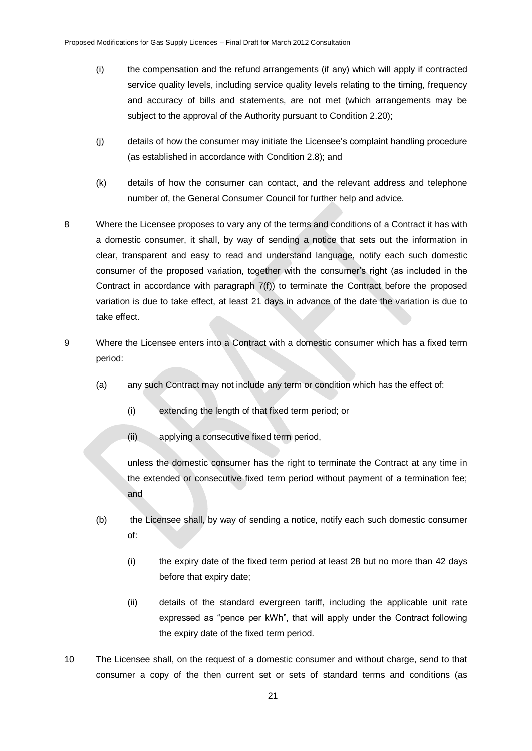(i) the compensation and the refund arrangements (if any) which will apply if contracted service quality levels, including service quality levels relating to the timing, frequency and accuracy of bills and statements, are not met (which arrangements may be subject to the approval of the Authority pursuant to Condition 2.20);

(j) details of how the consumer may initiate the Licensee's complaint handling procedure (as established in accordance with Condition 2.8); and

(k) details of how the consumer can contact, and the relevant address and telephone number of, the General Consumer Council for further help and advice.

8 Where the Licensee proposes to vary any of the terms and conditions of a Contract it has with a domestic consumer, it shall, by way of sending a notice that sets out the information in clear, transparent and easy to read and understand language, notify each such domestic consumer of the proposed variation, together with the consumer's right (as included in the Contract in accordance with paragraph 7(f)) to terminate the Contract before the proposed variation is due to take effect, at least 21 days in advance of the date the variation is due to take effect.

9 Where the Licensee enters into a Contract with a domestic consumer which has a fixed term period:

(a) any such Contract may not include any term or condition which has the effect of:

(i) extending the length of that fixed term period; or

(ii) applying a consecutive fixed term period,

unless the domestic consumer has the right to terminate the Contract at any time in the extended or consecutive fixed term period without payment of a termination fee; and

(b) the Licensee shall, by way of sending a notice, notify each such domestic consumer of:

(i) the expiry date of the fixed term period at least 28 but no more than 42 days before that expiry date;

(ii) details of the standard evergreen tariff, including the applicable unit rate expressed as "pence per kWh", that will apply under the Contract following the expiry date of the fixed term period.

10 The Licensee shall, on the request of a domestic consumer and without charge, send to that consumer a copy of the then current set or sets of standard terms and conditions (as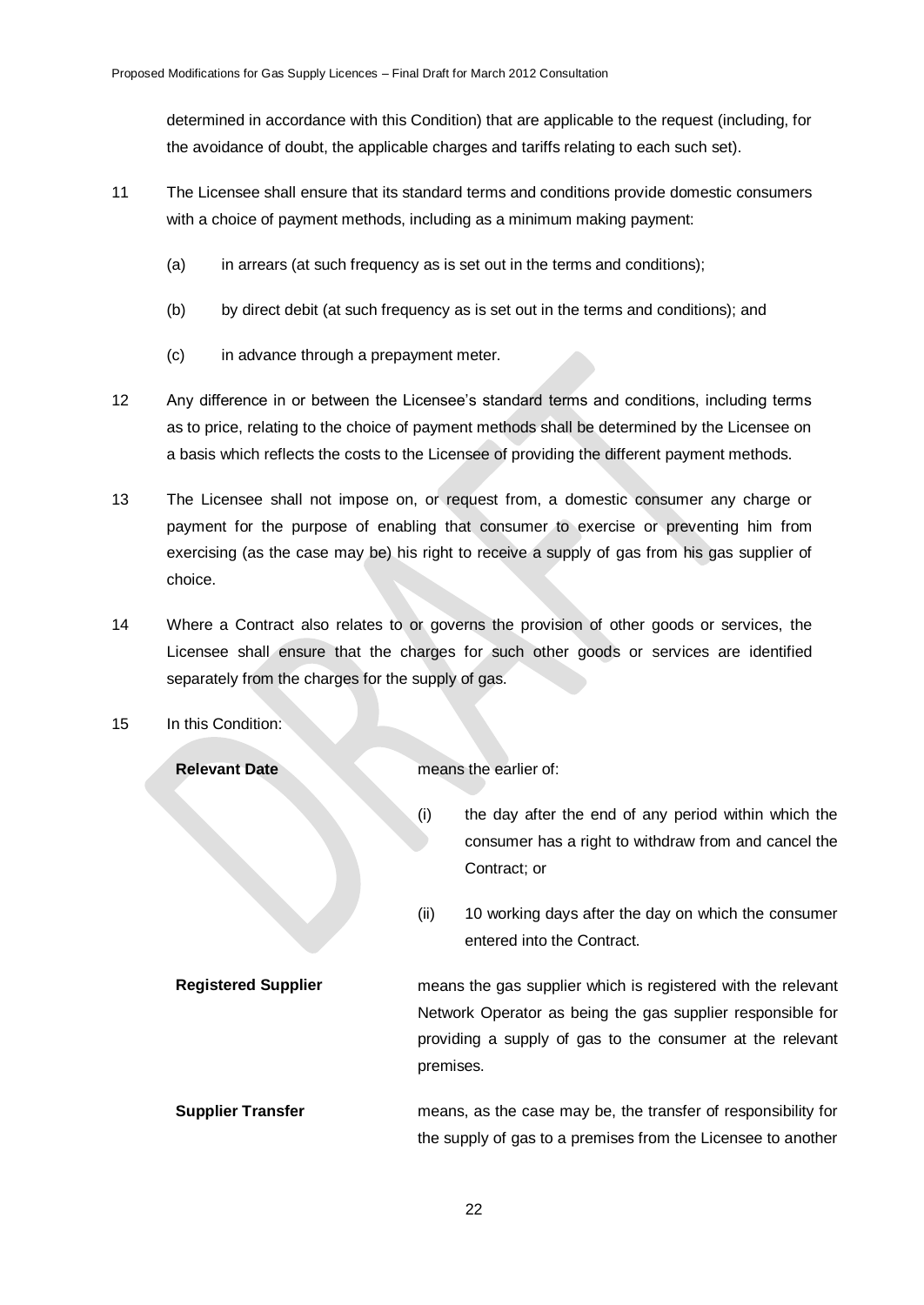determined in accordance with this Condition) that are applicable to the request (including, for the avoidance of doubt, the applicable charges and tariffs relating to each such set).

11 The Licensee shall ensure that its standard terms and conditions provide domestic consumers with a choice of payment methods, including as a minimum making payment:

(a) in arrears (at such frequency as is set out in the terms and conditions);

(b) by direct debit (at such frequency as is set out in the terms and conditions); and

(c) in advance through a prepayment meter.

12 Any difference in or between the Licensee's standard terms and conditions, including terms as to price, relating to the choice of payment methods shall be determined by the Licensee on a basis which reflects the costs to the Licensee of providing the different payment methods.

13 The Licensee shall not impose on, or request from, a domestic consumer any charge or payment for the purpose of enabling that consumer to exercise or preventing him from exercising (as the case may be) his right to receive a supply of gas from his gas supplier of choice.

14 Where a Contract also relates to or governs the provision of other goods or services, the Licensee shall ensure that the charges for such other goods or services are identified separately from the charges for the supply of gas.

15 In this Condition:

**Relevant Date** means the earlier of:

(i) the day after the end of any period within which the consumer has a right to withdraw from and cancel the Contract; or

(ii) 10 working days after the day on which the consumer entered into the Contract.

**Registered Supplier** means the gas supplier which is registered with the relevant Network Operator as being the gas supplier responsible for providing a supply of gas to the consumer at the relevant premises.

**Supplier Transfer** means, as the case may be, the transfer of responsibility for the supply of gas to a premises from the Licensee to another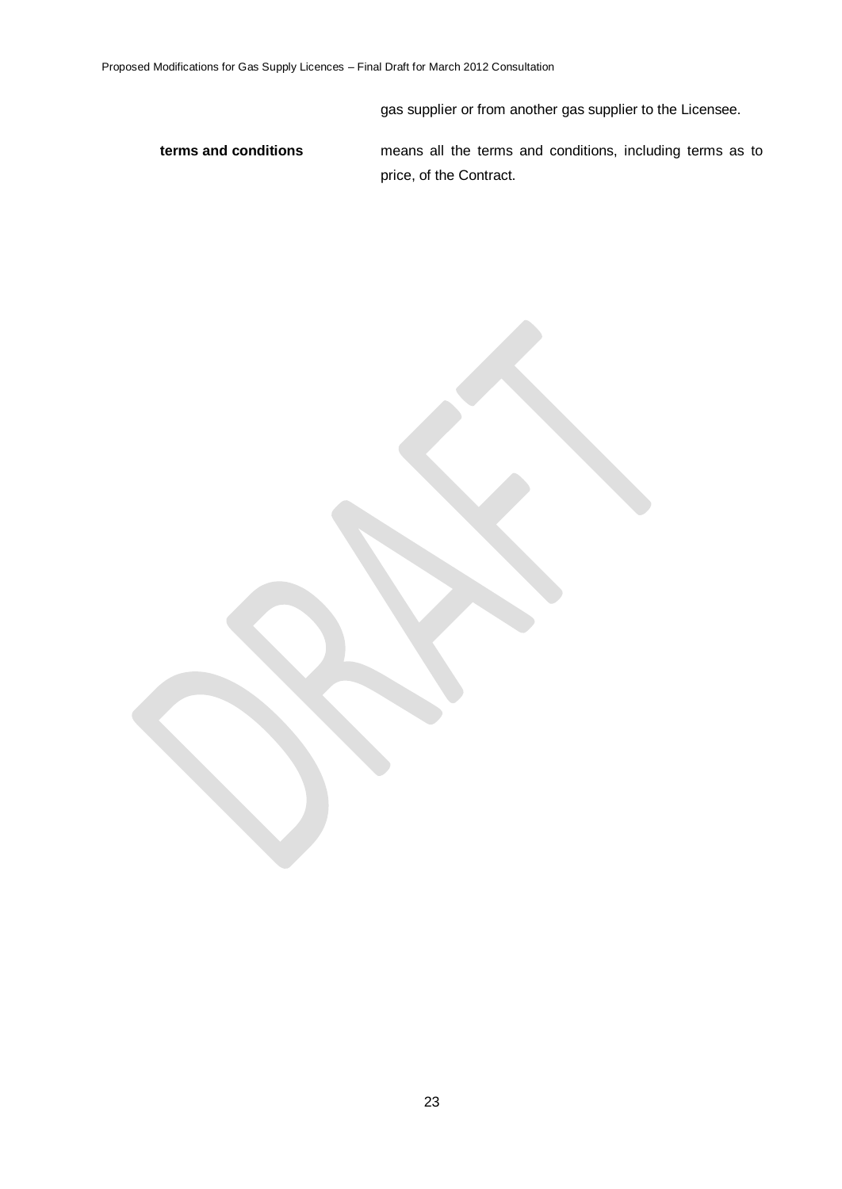gas supplier or from another gas supplier to the Licensee.

| | |
|---|---|
| **terms and conditions** | means all the terms and conditions, including terms as to price, of the Contract. |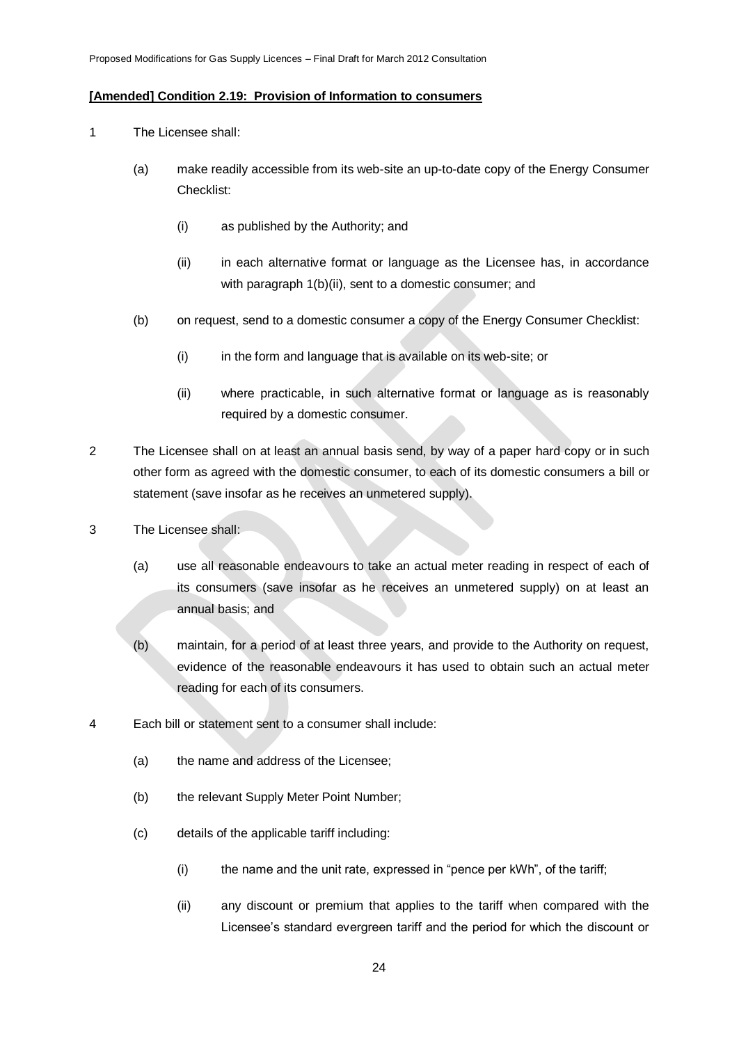**[Amended] Condition 2.19: Provision of Information to consumers**

1 The Licensee shall:

   (a) make readily accessible from its web-site an up-to-date copy of the Energy Consumer Checklist:

      (i) as published by the Authority; and

      (ii) in each alternative format or language as the Licensee has, in accordance with paragraph 1(b)(ii), sent to a domestic consumer; and

   (b) on request, send to a domestic consumer a copy of the Energy Consumer Checklist:

      (i) in the form and language that is available on its web-site; or

      (ii) where practicable, in such alternative format or language as is reasonably required by a domestic consumer.

2 The Licensee shall on at least an annual basis send, by way of a paper hard copy or in such other form as agreed with the domestic consumer, to each of its domestic consumers a bill or statement (save insofar as he receives an unmetered supply).

3 The Licensee shall:

   (a) use all reasonable endeavours to take an actual meter reading in respect of each of its consumers (save insofar as he receives an unmetered supply) on at least an annual basis; and

   (b) maintain, for a period of at least three years, and provide to the Authority on request, evidence of the reasonable endeavours it has used to obtain such an actual meter reading for each of its consumers.

4 Each bill or statement sent to a consumer shall include:

   (a) the name and address of the Licensee;

   (b) the relevant Supply Meter Point Number;

   (c) details of the applicable tariff including:

      (i) the name and the unit rate, expressed in "pence per kWh", of the tariff;

      (ii) any discount or premium that applies to the tariff when compared with the Licensee's standard evergreen tariff and the period for which the discount or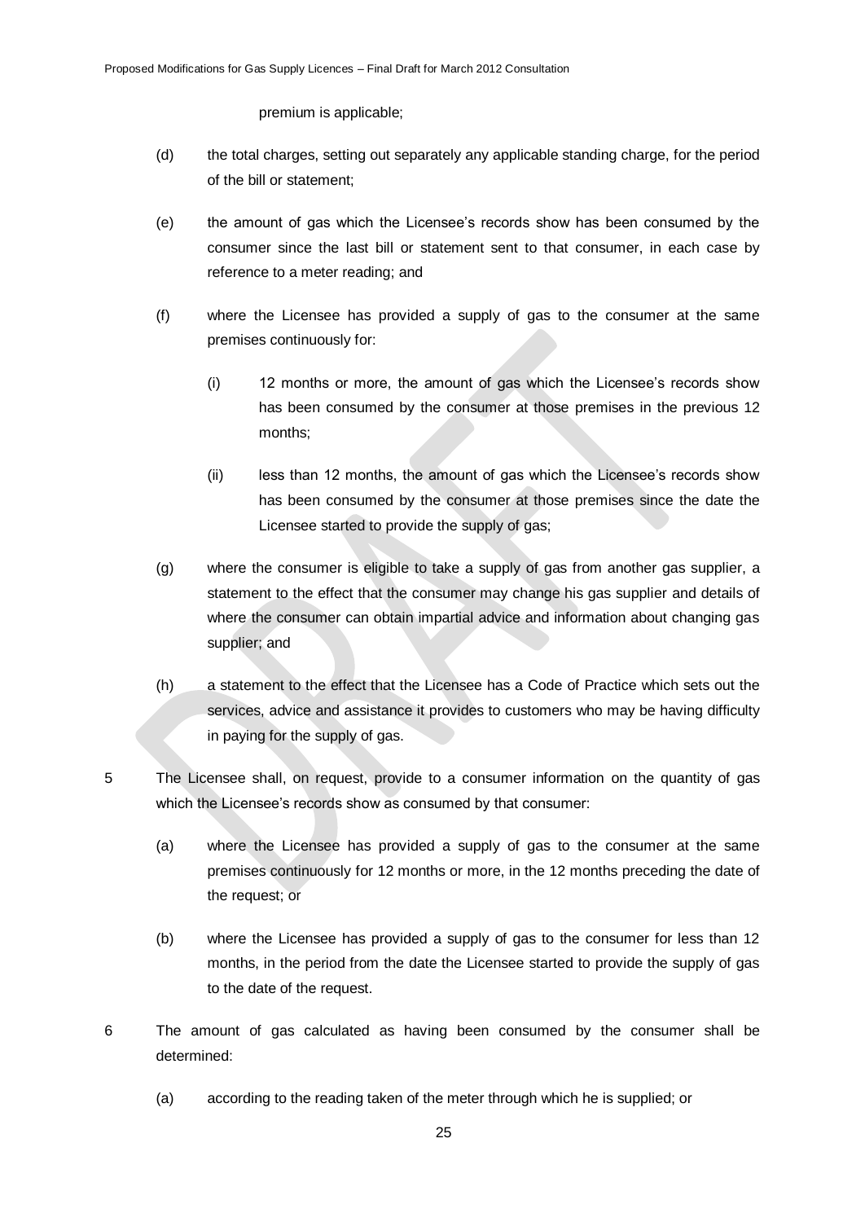premium is applicable;

(d) the total charges, setting out separately any applicable standing charge, for the period of the bill or statement;

(e) the amount of gas which the Licensee's records show has been consumed by the consumer since the last bill or statement sent to that consumer, in each case by reference to a meter reading; and

(f) where the Licensee has provided a supply of gas to the consumer at the same premises continuously for:

(i) 12 months or more, the amount of gas which the Licensee's records show has been consumed by the consumer at those premises in the previous 12 months;

(ii) less than 12 months, the amount of gas which the Licensee's records show has been consumed by the consumer at those premises since the date the Licensee started to provide the supply of gas;

(g) where the consumer is eligible to take a supply of gas from another gas supplier, a statement to the effect that the consumer may change his gas supplier and details of where the consumer can obtain impartial advice and information about changing gas supplier; and

(h) a statement to the effect that the Licensee has a Code of Practice which sets out the services, advice and assistance it provides to customers who may be having difficulty in paying for the supply of gas.

5 The Licensee shall, on request, provide to a consumer information on the quantity of gas which the Licensee's records show as consumed by that consumer:

(a) where the Licensee has provided a supply of gas to the consumer at the same premises continuously for 12 months or more, in the 12 months preceding the date of the request; or

(b) where the Licensee has provided a supply of gas to the consumer for less than 12 months, in the period from the date the Licensee started to provide the supply of gas to the date of the request.

6 The amount of gas calculated as having been consumed by the consumer shall be determined:

(a) according to the reading taken of the meter through which he is supplied; or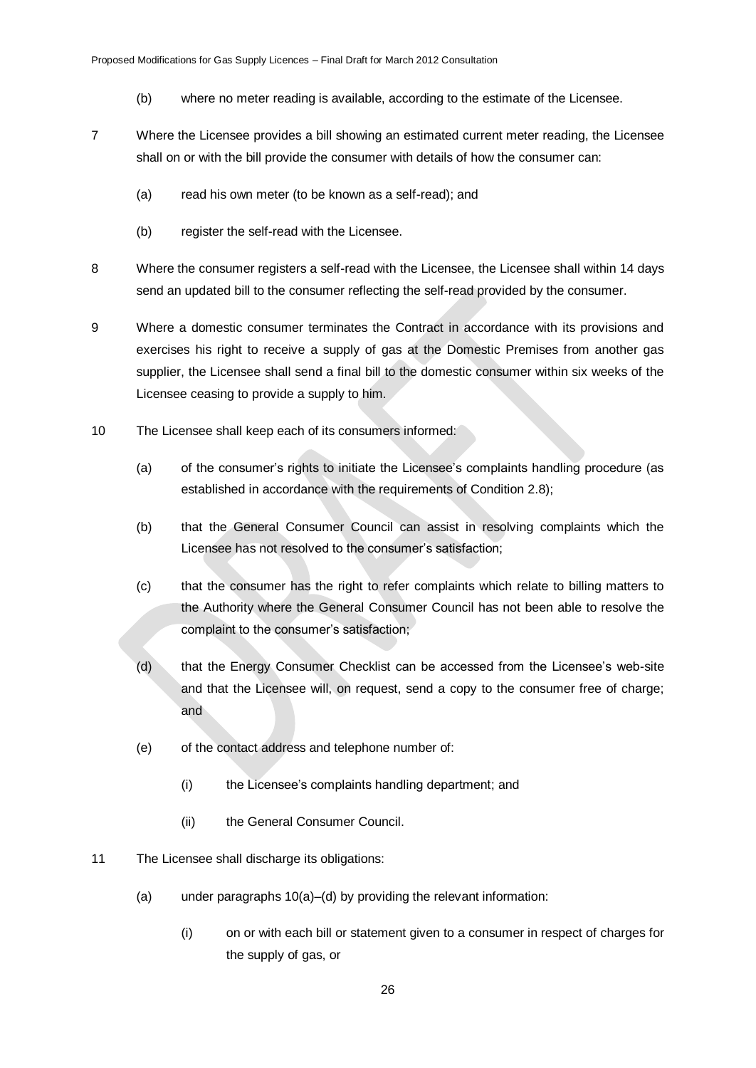(b) where no meter reading is available, according to the estimate of the Licensee.

7 Where the Licensee provides a bill showing an estimated current meter reading, the Licensee shall on or with the bill provide the consumer with details of how the consumer can:

(a) read his own meter (to be known as a self-read); and

(b) register the self-read with the Licensee.

8 Where the consumer registers a self-read with the Licensee, the Licensee shall within 14 days send an updated bill to the consumer reflecting the self-read provided by the consumer.

9 Where a domestic consumer terminates the Contract in accordance with its provisions and exercises his right to receive a supply of gas at the Domestic Premises from another gas supplier, the Licensee shall send a final bill to the domestic consumer within six weeks of the Licensee ceasing to provide a supply to him.

10 The Licensee shall keep each of its consumers informed:

(a) of the consumer's rights to initiate the Licensee's complaints handling procedure (as established in accordance with the requirements of Condition 2.8);

(b) that the General Consumer Council can assist in resolving complaints which the Licensee has not resolved to the consumer's satisfaction;

(c) that the consumer has the right to refer complaints which relate to billing matters to the Authority where the General Consumer Council has not been able to resolve the complaint to the consumer's satisfaction;

(d) that the Energy Consumer Checklist can be accessed from the Licensee's web-site and that the Licensee will, on request, send a copy to the consumer free of charge; and

(e) of the contact address and telephone number of:

(i) the Licensee's complaints handling department; and

(ii) the General Consumer Council.

11 The Licensee shall discharge its obligations:

(a) under paragraphs 10(a)–(d) by providing the relevant information:

(i) on or with each bill or statement given to a consumer in respect of charges for the supply of gas, or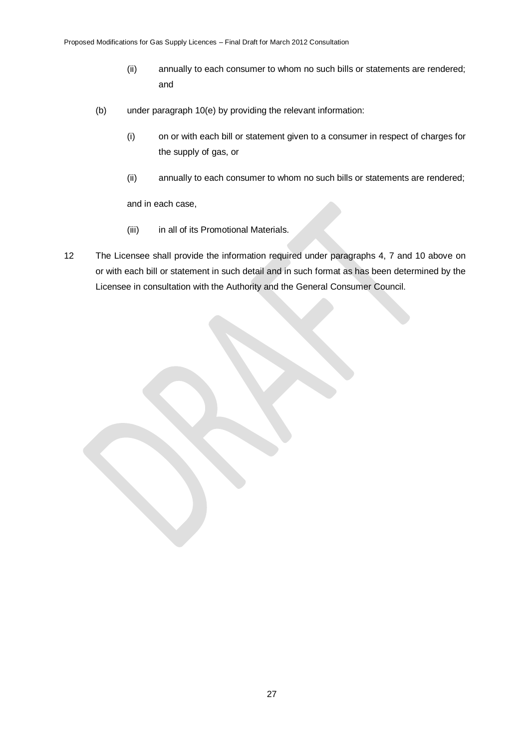(ii) annually to each consumer to whom no such bills or statements are rendered; and

(b) under paragraph 10(e) by providing the relevant information:

(i) on or with each bill or statement given to a consumer in respect of charges for the supply of gas, or

(ii) annually to each consumer to whom no such bills or statements are rendered;

and in each case,

(iii) in all of its Promotional Materials.

12 The Licensee shall provide the information required under paragraphs 4, 7 and 10 above on or with each bill or statement in such detail and in such format as has been determined by the Licensee in consultation with the Authority and the General Consumer Council.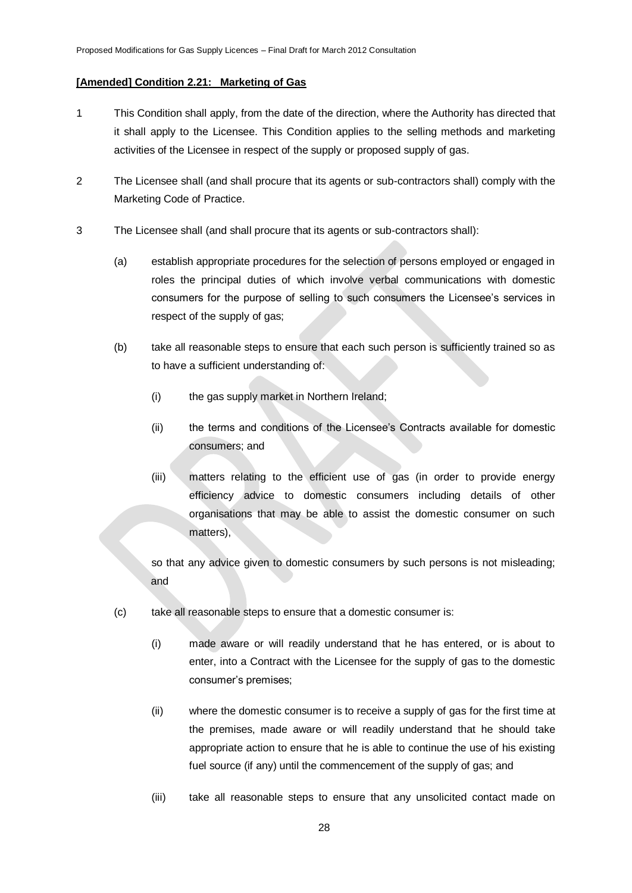**[Amended] Condition 2.21: Marketing of Gas**

1 This Condition shall apply, from the date of the direction, where the Authority has directed that it shall apply to the Licensee. This Condition applies to the selling methods and marketing activities of the Licensee in respect of the supply or proposed supply of gas.

2 The Licensee shall (and shall procure that its agents or sub-contractors shall) comply with the Marketing Code of Practice.

3 The Licensee shall (and shall procure that its agents or sub-contractors shall):

(a) establish appropriate procedures for the selection of persons employed or engaged in roles the principal duties of which involve verbal communications with domestic consumers for the purpose of selling to such consumers the Licensee's services in respect of the supply of gas;

(b) take all reasonable steps to ensure that each such person is sufficiently trained so as to have a sufficient understanding of:

(i) the gas supply market in Northern Ireland;

(ii) the terms and conditions of the Licensee's Contracts available for domestic consumers; and

(iii) matters relating to the efficient use of gas (in order to provide energy efficiency advice to domestic consumers including details of other organisations that may be able to assist the domestic consumer on such matters),

so that any advice given to domestic consumers by such persons is not misleading; and

(c) take all reasonable steps to ensure that a domestic consumer is:

(i) made aware or will readily understand that he has entered, or is about to enter, into a Contract with the Licensee for the supply of gas to the domestic consumer's premises;

(ii) where the domestic consumer is to receive a supply of gas for the first time at the premises, made aware or will readily understand that he should take appropriate action to ensure that he is able to continue the use of his existing fuel source (if any) until the commencement of the supply of gas; and

(iii) take all reasonable steps to ensure that any unsolicited contact made on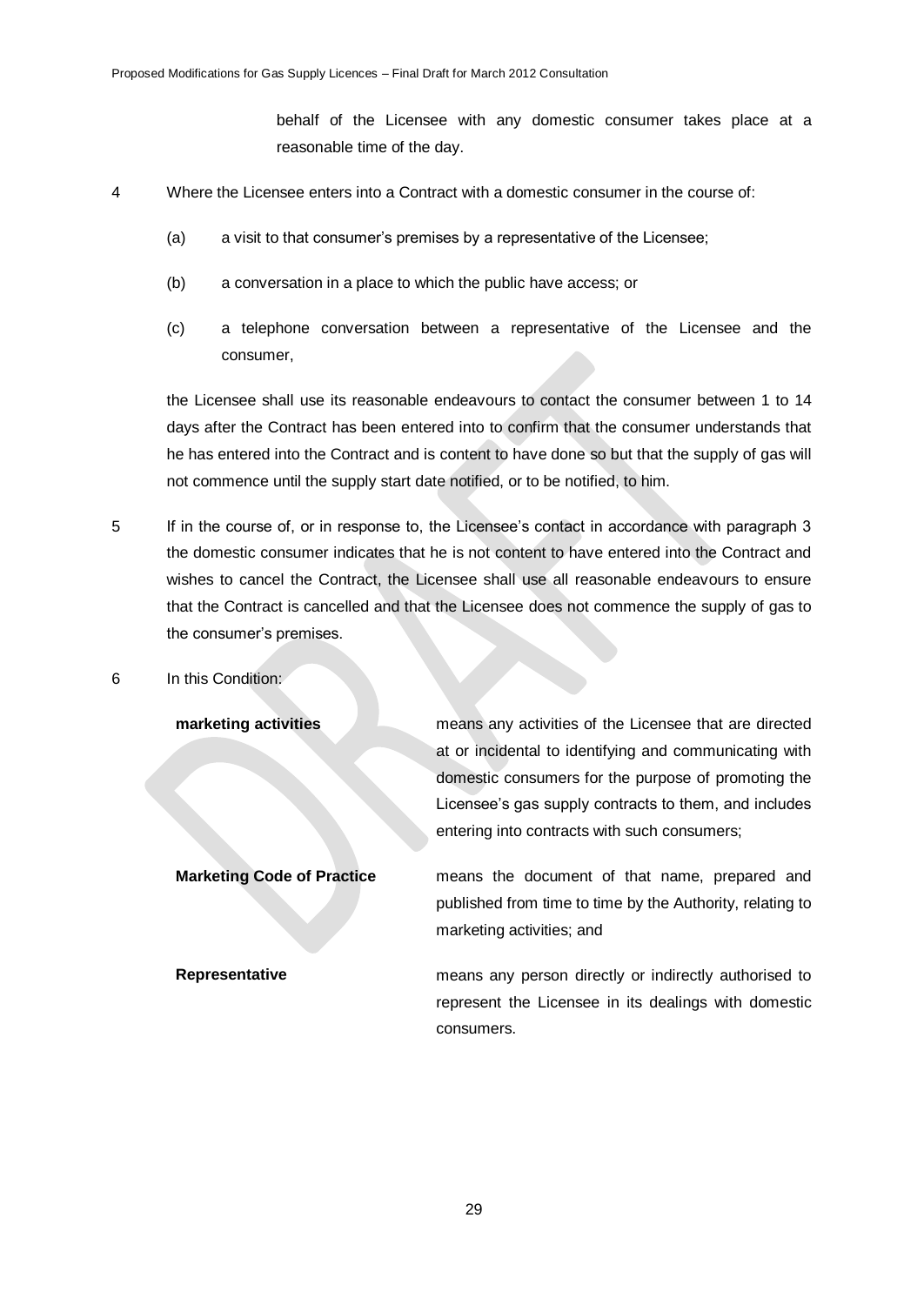behalf of the Licensee with any domestic consumer takes place at a reasonable time of the day.

4 Where the Licensee enters into a Contract with a domestic consumer in the course of:

(a) a visit to that consumer's premises by a representative of the Licensee;

(b) a conversation in a place to which the public have access; or

(c) a telephone conversation between a representative of the Licensee and the consumer,

the Licensee shall use its reasonable endeavours to contact the consumer between 1 to 14 days after the Contract has been entered into to confirm that the consumer understands that he has entered into the Contract and is content to have done so but that the supply of gas will not commence until the supply start date notified, or to be notified, to him.

5 If in the course of, or in response to, the Licensee's contact in accordance with paragraph 3 the domestic consumer indicates that he is not content to have entered into the Contract and wishes to cancel the Contract, the Licensee shall use all reasonable endeavours to ensure that the Contract is cancelled and that the Licensee does not commence the supply of gas to the consumer's premises.

6 In this Condition:

**marketing activities** means any activities of the Licensee that are directed at or incidental to identifying and communicating with domestic consumers for the purpose of promoting the Licensee's gas supply contracts to them, and includes entering into contracts with such consumers;

**Marketing Code of Practice** means the document of that name, prepared and published from time to time by the Authority, relating to marketing activities; and

**Representative** means any person directly or indirectly authorised to represent the Licensee in its dealings with domestic consumers.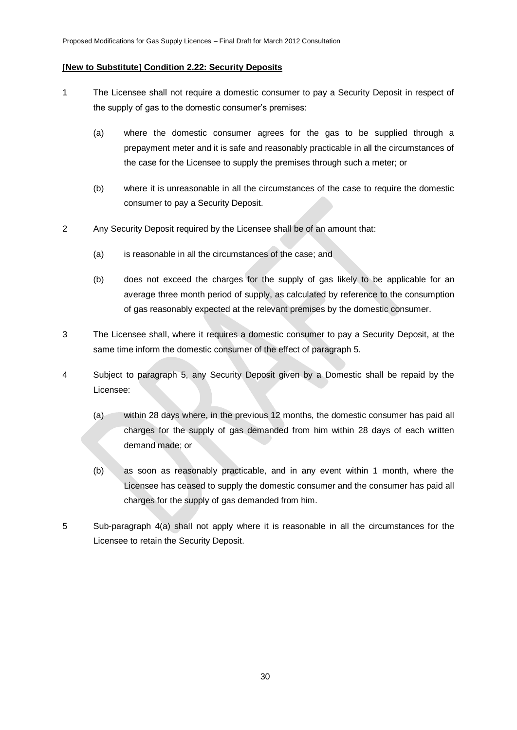**[New to Substitute] Condition 2.22: Security Deposits**

1 The Licensee shall not require a domestic consumer to pay a Security Deposit in respect of the supply of gas to the domestic consumer's premises:

(a) where the domestic consumer agrees for the gas to be supplied through a prepayment meter and it is safe and reasonably practicable in all the circumstances of the case for the Licensee to supply the premises through such a meter; or

(b) where it is unreasonable in all the circumstances of the case to require the domestic consumer to pay a Security Deposit.

2 Any Security Deposit required by the Licensee shall be of an amount that:

(a) is reasonable in all the circumstances of the case; and

(b) does not exceed the charges for the supply of gas likely to be applicable for an average three month period of supply, as calculated by reference to the consumption of gas reasonably expected at the relevant premises by the domestic consumer.

3 The Licensee shall, where it requires a domestic consumer to pay a Security Deposit, at the same time inform the domestic consumer of the effect of paragraph 5.

4 Subject to paragraph 5, any Security Deposit given by a Domestic shall be repaid by the Licensee:

(a) within 28 days where, in the previous 12 months, the domestic consumer has paid all charges for the supply of gas demanded from him within 28 days of each written demand made; or

(b) as soon as reasonably practicable, and in any event within 1 month, where the Licensee has ceased to supply the domestic consumer and the consumer has paid all charges for the supply of gas demanded from him.

5 Sub-paragraph 4(a) shall not apply where it is reasonable in all the circumstances for the Licensee to retain the Security Deposit.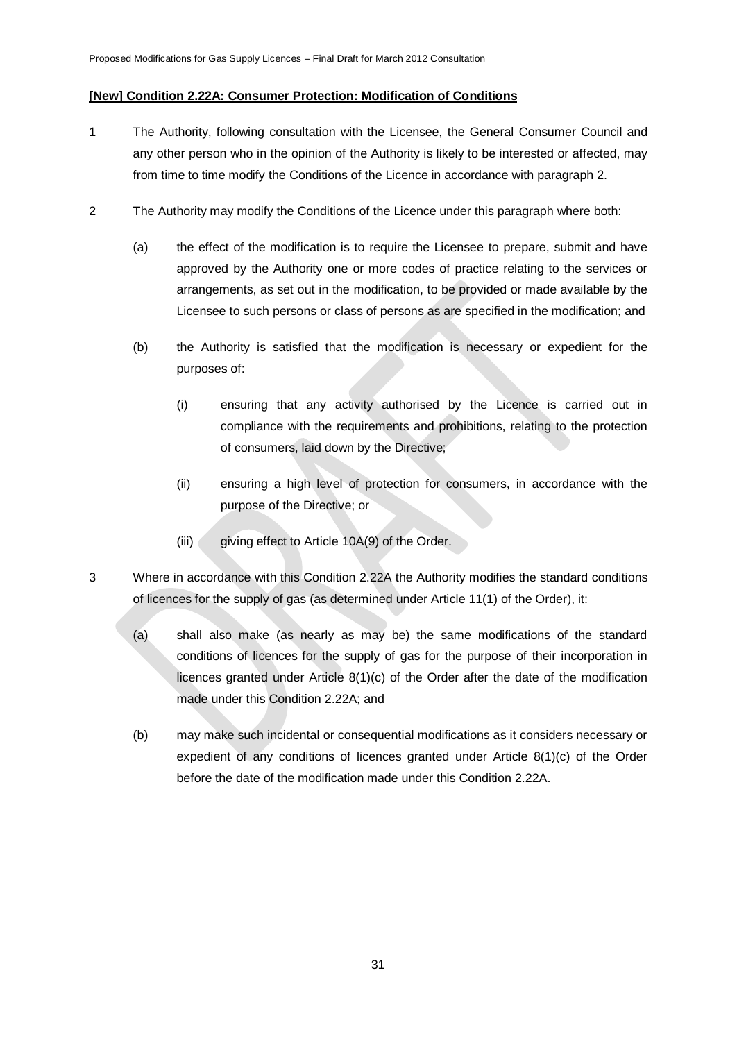**[New] Condition 2.22A: Consumer Protection: Modification of Conditions**

1 The Authority, following consultation with the Licensee, the General Consumer Council and any other person who in the opinion of the Authority is likely to be interested or affected, may from time to time modify the Conditions of the Licence in accordance with paragraph 2.

2 The Authority may modify the Conditions of the Licence under this paragraph where both:

(a) the effect of the modification is to require the Licensee to prepare, submit and have approved by the Authority one or more codes of practice relating to the services or arrangements, as set out in the modification, to be provided or made available by the Licensee to such persons or class of persons as are specified in the modification; and

(b) the Authority is satisfied that the modification is necessary or expedient for the purposes of:

(i) ensuring that any activity authorised by the Licence is carried out in compliance with the requirements and prohibitions, relating to the protection of consumers, laid down by the Directive;

(ii) ensuring a high level of protection for consumers, in accordance with the purpose of the Directive; or

(iii) giving effect to Article 10A(9) of the Order.

3 Where in accordance with this Condition 2.22A the Authority modifies the standard conditions of licences for the supply of gas (as determined under Article 11(1) of the Order), it:

(a) shall also make (as nearly as may be) the same modifications of the standard conditions of licences for the supply of gas for the purpose of their incorporation in licences granted under Article 8(1)(c) of the Order after the date of the modification made under this Condition 2.22A; and

(b) may make such incidental or consequential modifications as it considers necessary or expedient of any conditions of licences granted under Article 8(1)(c) of the Order before the date of the modification made under this Condition 2.22A.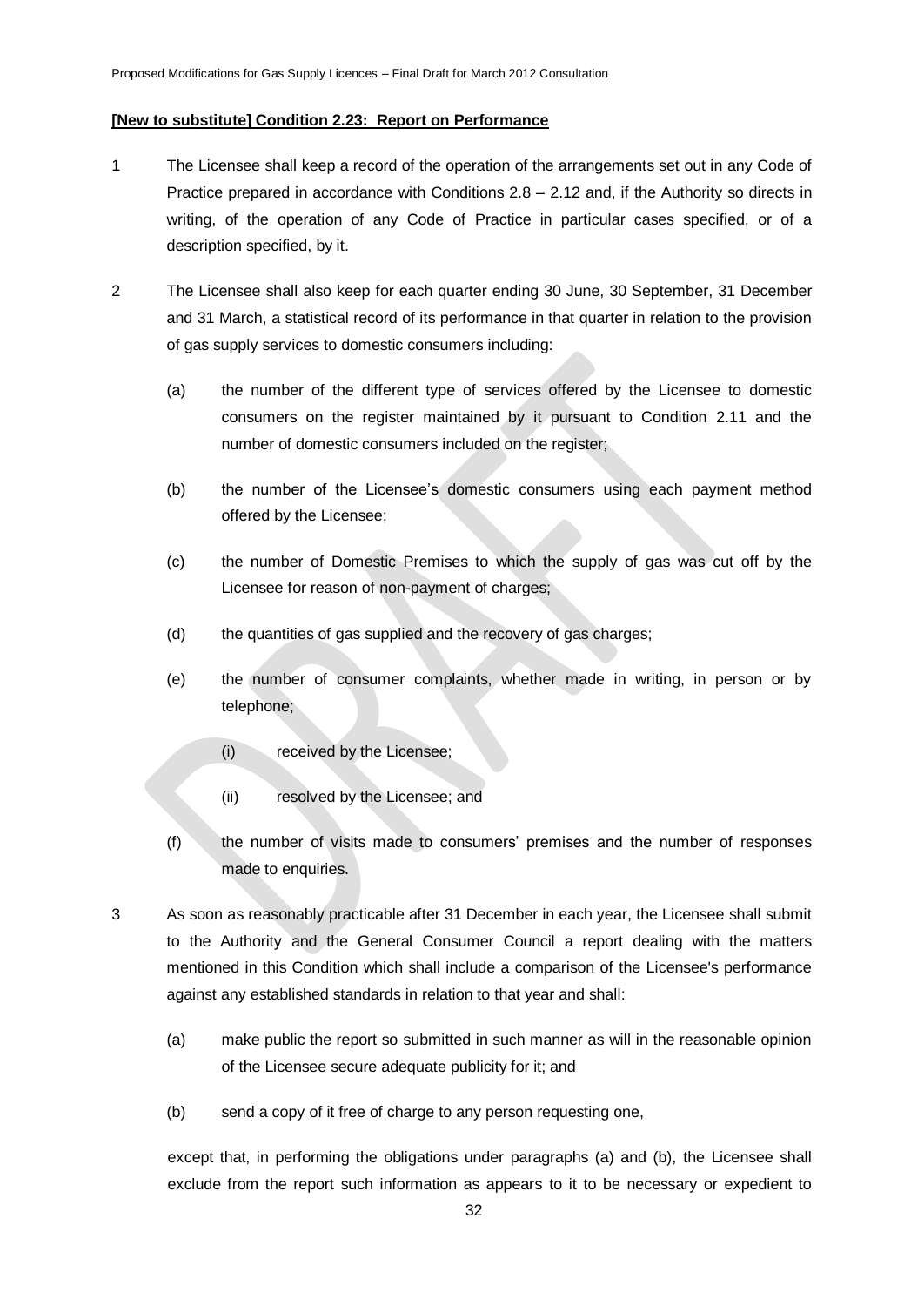**[New to substitute] Condition 2.23: Report on Performance**

1 The Licensee shall keep a record of the operation of the arrangements set out in any Code of Practice prepared in accordance with Conditions 2.8 – 2.12 and, if the Authority so directs in writing, of the operation of any Code of Practice in particular cases specified, or of a description specified, by it.

2 The Licensee shall also keep for each quarter ending 30 June, 30 September, 31 December and 31 March, a statistical record of its performance in that quarter in relation to the provision of gas supply services to domestic consumers including:

(a) the number of the different type of services offered by the Licensee to domestic consumers on the register maintained by it pursuant to Condition 2.11 and the number of domestic consumers included on the register;

(b) the number of the Licensee's domestic consumers using each payment method offered by the Licensee;

(c) the number of Domestic Premises to which the supply of gas was cut off by the Licensee for reason of non-payment of charges;

(d) the quantities of gas supplied and the recovery of gas charges;

(e) the number of consumer complaints, whether made in writing, in person or by telephone;

(i) received by the Licensee;

(ii) resolved by the Licensee; and

(f) the number of visits made to consumers' premises and the number of responses made to enquiries.

3 As soon as reasonably practicable after 31 December in each year, the Licensee shall submit to the Authority and the General Consumer Council a report dealing with the matters mentioned in this Condition which shall include a comparison of the Licensee's performance against any established standards in relation to that year and shall:

(a) make public the report so submitted in such manner as will in the reasonable opinion of the Licensee secure adequate publicity for it; and

(b) send a copy of it free of charge to any person requesting one,

except that, in performing the obligations under paragraphs (a) and (b), the Licensee shall exclude from the report such information as appears to it to be necessary or expedient to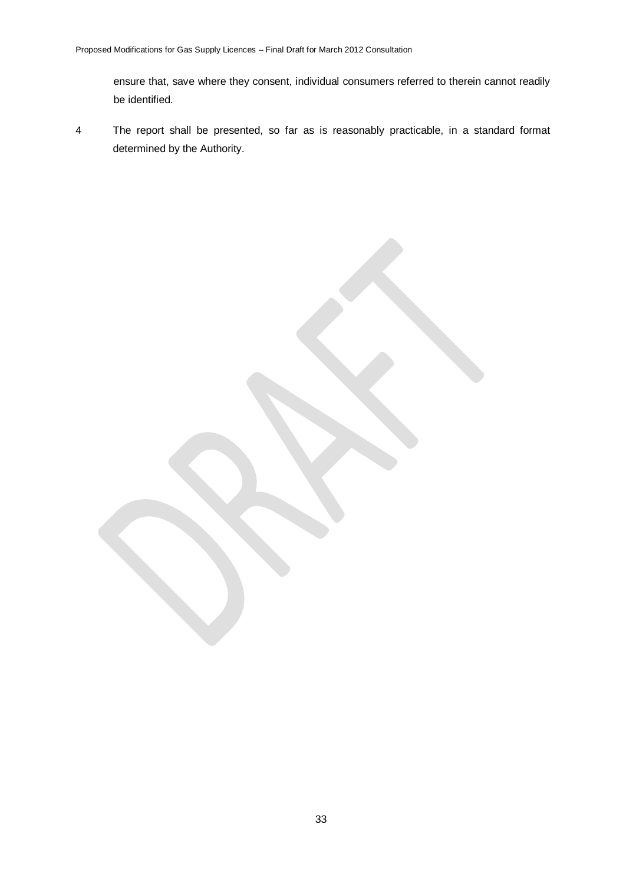ensure that, save where they consent, individual consumers referred to therein cannot readily be identified.

4 The report shall be presented, so far as is reasonably practicable, in a standard format determined by the Authority.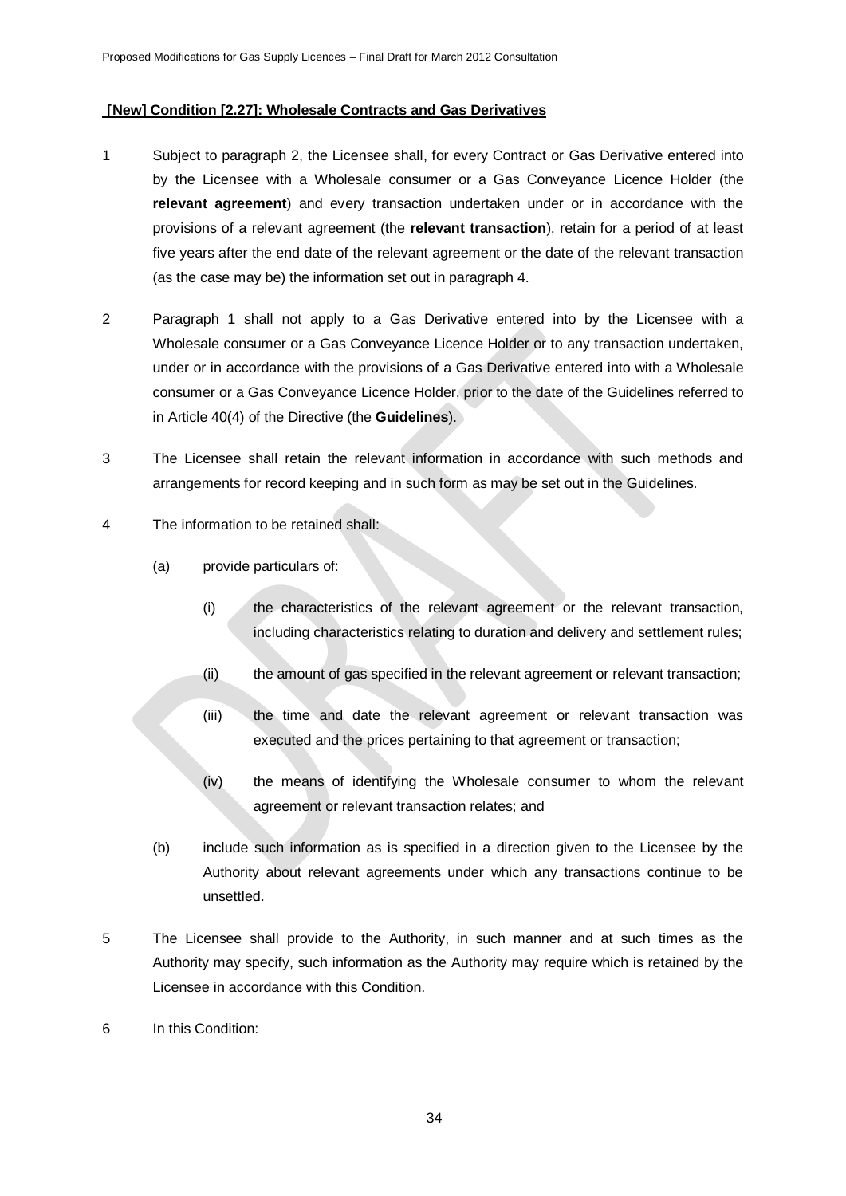**[New] Condition [2.27]: Wholesale Contracts and Gas Derivatives**

1 Subject to paragraph 2, the Licensee shall, for every Contract or Gas Derivative entered into by the Licensee with a Wholesale consumer or a Gas Conveyance Licence Holder (the **relevant agreement**) and every transaction undertaken under or in accordance with the provisions of a relevant agreement (the **relevant transaction**), retain for a period of at least five years after the end date of the relevant agreement or the date of the relevant transaction (as the case may be) the information set out in paragraph 4.

2 Paragraph 1 shall not apply to a Gas Derivative entered into by the Licensee with a Wholesale consumer or a Gas Conveyance Licence Holder or to any transaction undertaken, under or in accordance with the provisions of a Gas Derivative entered into with a Wholesale consumer or a Gas Conveyance Licence Holder, prior to the date of the Guidelines referred to in Article 40(4) of the Directive (the **Guidelines**).

3 The Licensee shall retain the relevant information in accordance with such methods and arrangements for record keeping and in such form as may be set out in the Guidelines.

4 The information to be retained shall:

(a) provide particulars of:

(i) the characteristics of the relevant agreement or the relevant transaction, including characteristics relating to duration and delivery and settlement rules;

(ii) the amount of gas specified in the relevant agreement or relevant transaction;

(iii) the time and date the relevant agreement or relevant transaction was executed and the prices pertaining to that agreement or transaction;

(iv) the means of identifying the Wholesale consumer to whom the relevant agreement or relevant transaction relates; and

(b) include such information as is specified in a direction given to the Licensee by the Authority about relevant agreements under which any transactions continue to be unsettled.

5 The Licensee shall provide to the Authority, in such manner and at such times as the Authority may specify, such information as the Authority may require which is retained by the Licensee in accordance with this Condition.

6 In this Condition: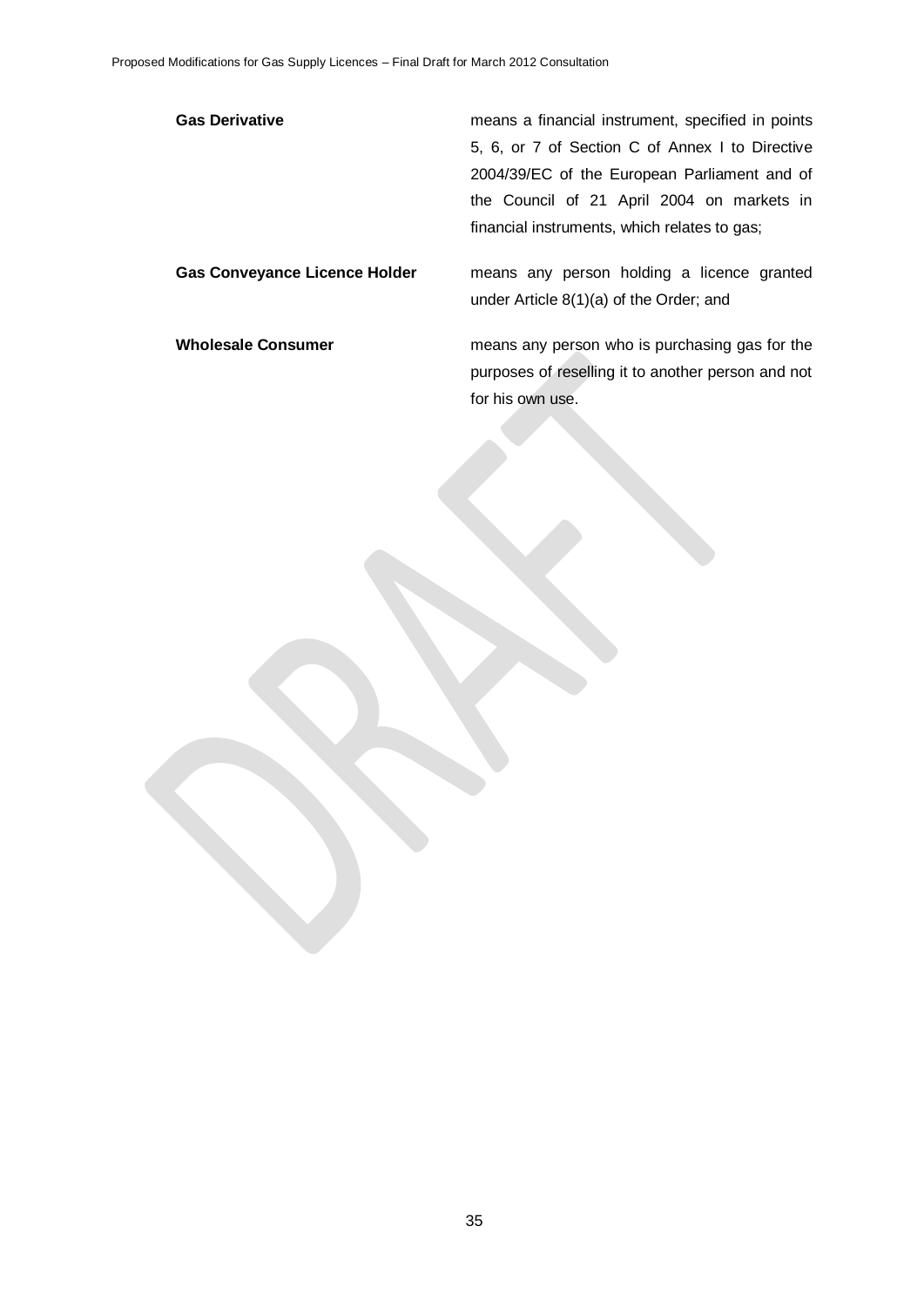| | |
|---|---|
| **Gas Derivative** | means a financial instrument, specified in points 5, 6, or 7 of Section C of Annex I to Directive 2004/39/EC of the European Parliament and of the Council of 21 April 2004 on markets in financial instruments, which relates to gas; |
| **Gas Conveyance Licence Holder** | means any person holding a licence granted under Article 8(1)(a) of the Order; and |
| **Wholesale Consumer** | means any person who is purchasing gas for the purposes of reselling it to another person and not for his own use. |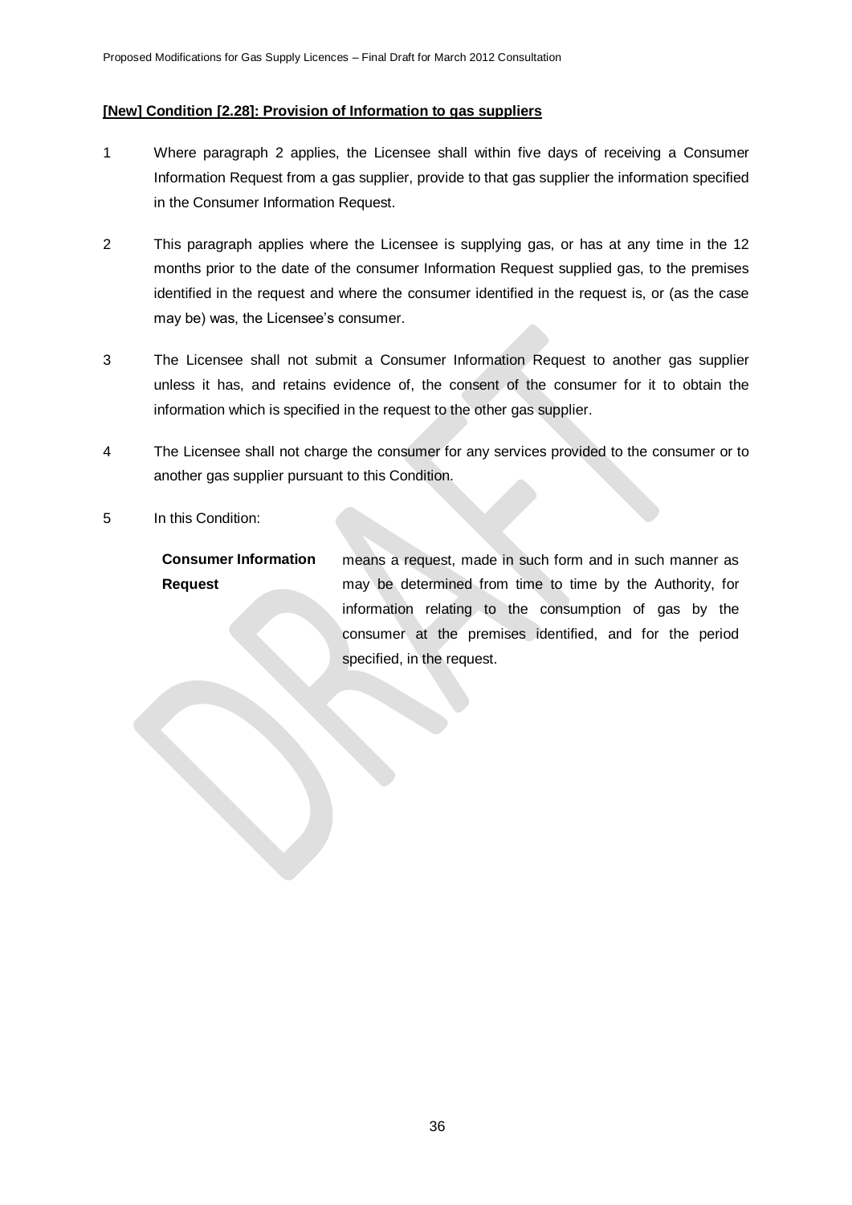**[New] Condition [2.28]: Provision of Information to gas suppliers**

1 Where paragraph 2 applies, the Licensee shall within five days of receiving a Consumer Information Request from a gas supplier, provide to that gas supplier the information specified in the Consumer Information Request.

2 This paragraph applies where the Licensee is supplying gas, or has at any time in the 12 months prior to the date of the consumer Information Request supplied gas, to the premises identified in the request and where the consumer identified in the request is, or (as the case may be) was, the Licensee's consumer.

3 The Licensee shall not submit a Consumer Information Request to another gas supplier unless it has, and retains evidence of, the consent of the consumer for it to obtain the information which is specified in the request to the other gas supplier.

4 The Licensee shall not charge the consumer for any services provided to the consumer or to another gas supplier pursuant to this Condition.

5 In this Condition:

| | |
|---|---|
| **Consumer Information Request** | means a request, made in such form and in such manner as may be determined from time to time by the Authority, for information relating to the consumption of gas by the consumer at the premises identified, and for the period specified, in the request. |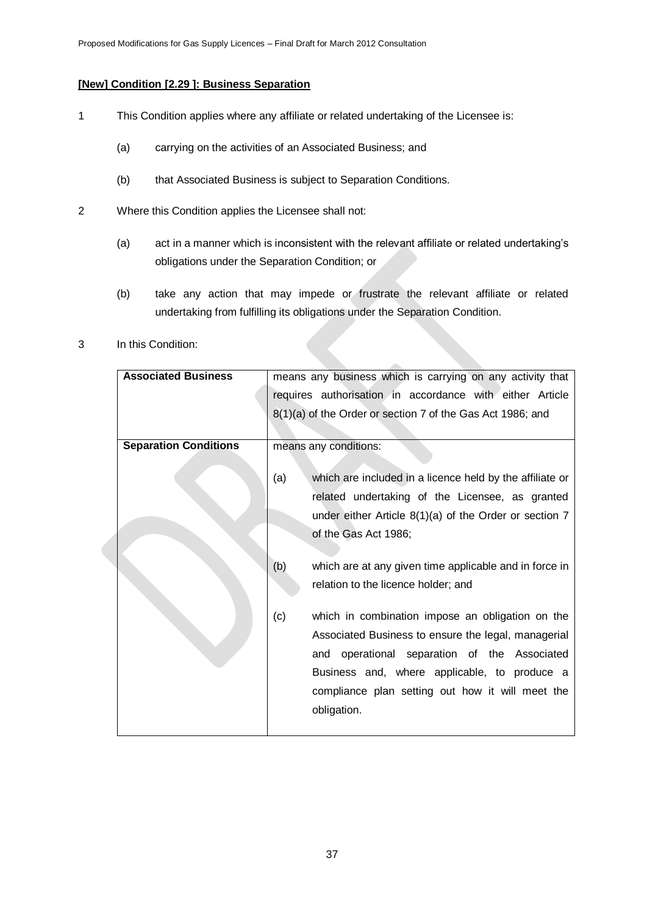**[New] Condition [2.29 ]: Business Separation**

1 This Condition applies where any affiliate or related undertaking of the Licensee is:

   (a) carrying on the activities of an Associated Business; and

   (b) that Associated Business is subject to Separation Conditions.

2 Where this Condition applies the Licensee shall not:

   (a) act in a manner which is inconsistent with the relevant affiliate or related undertaking's obligations under the Separation Condition; or

   (b) take any action that may impede or frustrate the relevant affiliate or related undertaking from fulfilling its obligations under the Separation Condition.

3 In this Condition:

| | |
|---|---|
| **Associated Business** | means any business which is carrying on any activity that requires authorisation in accordance with either Article 8(1)(a) of the Order or section 7 of the Gas Act 1986; and |
| **Separation Conditions** | means any conditions:<br><br>(a) which are included in a licence held by the affiliate or related undertaking of the Licensee, as granted under either Article 8(1)(a) of the Order or section 7 of the Gas Act 1986;<br><br>(b) which are at any given time applicable and in force in relation to the licence holder; and<br><br>(c) which in combination impose an obligation on the Associated Business to ensure the legal, managerial and operational separation of the Associated Business and, where applicable, to produce a compliance plan setting out how it will meet the obligation. |